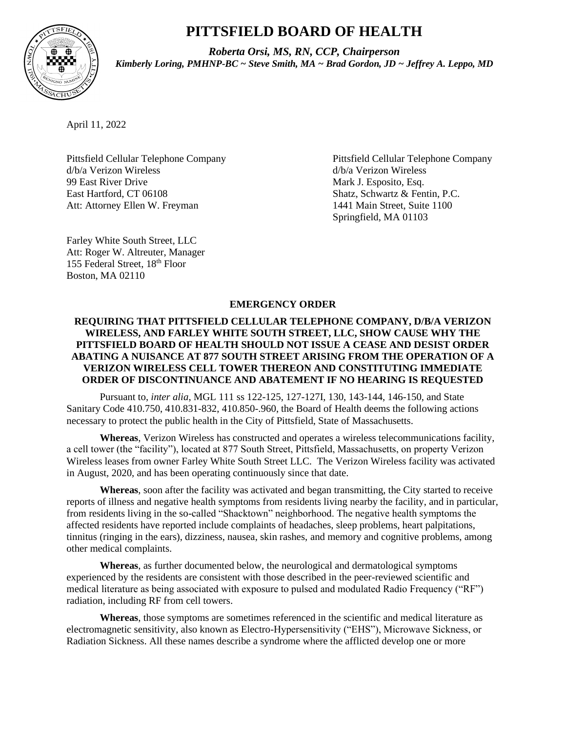# PITTSFIELD BOARD OF HEALTH

***Roberta Orsi, MS, RN, CCP, Chairperson***

***Kimberly Loring, PMHNP-BC ~ Steve Smith, MA ~ Brad Gordon, JD ~ Jeffrey A. Leppo, MD***

April 11, 2022

Pittsfield Cellular Telephone Company
d/b/a Verizon Wireless
99 East River Drive
East Hartford, CT 06108
Att: Attorney Ellen W. Freyman

Pittsfield Cellular Telephone Company
d/b/a Verizon Wireless
Mark J. Esposito, Esq.
Shatz, Schwartz & Fentin, P.C.
1441 Main Street, Suite 1100
Springfield, MA 01103

Farley White South Street, LLC
Att: Roger W. Altreuter, Manager
155 Federal Street, 18th Floor
Boston, MA 02110

**EMERGENCY ORDER**

**REQUIRING THAT PITTSFIELD CELLULAR TELEPHONE COMPANY, D/B/A VERIZON WIRELESS, AND FARLEY WHITE SOUTH STREET, LLC, SHOW CAUSE WHY THE PITTSFIELD BOARD OF HEALTH SHOULD NOT ISSUE A CEASE AND DESIST ORDER ABATING A NUISANCE AT 877 SOUTH STREET ARISING FROM THE OPERATION OF A VERIZON WIRELESS CELL TOWER THEREON AND CONSTITUTING IMMEDIATE ORDER OF DISCONTINUANCE AND ABATEMENT IF NO HEARING IS REQUESTED**

Pursuant to, *inter alia*, MGL 111 ss 122-125, 127-127I, 130, 143-144, 146-150, and State Sanitary Code 410.750, 410.831-832, 410.850-.960, the Board of Health deems the following actions necessary to protect the public health in the City of Pittsfield, State of Massachusetts.

**Whereas**, Verizon Wireless has constructed and operates a wireless telecommunications facility, a cell tower (the "facility"), located at 877 South Street, Pittsfield, Massachusetts, on property Verizon Wireless leases from owner Farley White South Street LLC. The Verizon Wireless facility was activated in August, 2020, and has been operating continuously since that date.

**Whereas**, soon after the facility was activated and began transmitting, the City started to receive reports of illness and negative health symptoms from residents living nearby the facility, and in particular, from residents living in the so-called "Shacktown" neighborhood. The negative health symptoms the affected residents have reported include complaints of headaches, sleep problems, heart palpitations, tinnitus (ringing in the ears), dizziness, nausea, skin rashes, and memory and cognitive problems, among other medical complaints.

**Whereas**, as further documented below, the neurological and dermatological symptoms experienced by the residents are consistent with those described in the peer-reviewed scientific and medical literature as being associated with exposure to pulsed and modulated Radio Frequency ("RF") radiation, including RF from cell towers.

**Whereas**, those symptoms are sometimes referenced in the scientific and medical literature as electromagnetic sensitivity, also known as Electro-Hypersensitivity ("EHS"), Microwave Sickness, or Radiation Sickness. All these names describe a syndrome where the afflicted develop one or more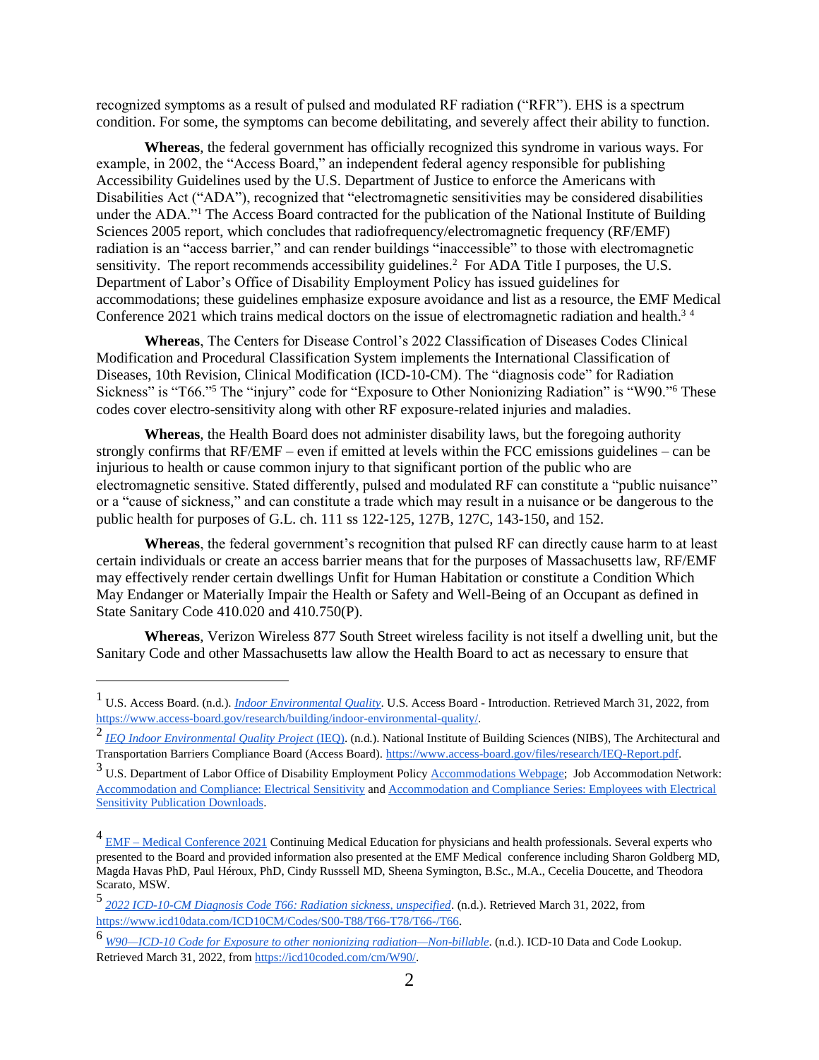recognized symptoms as a result of pulsed and modulated RF radiation ("RFR"). EHS is a spectrum condition. For some, the symptoms can become debilitating, and severely affect their ability to function.

**Whereas**, the federal government has officially recognized this syndrome in various ways. For example, in 2002, the "Access Board," an independent federal agency responsible for publishing Accessibility Guidelines used by the U.S. Department of Justice to enforce the Americans with Disabilities Act ("ADA"), recognized that "electromagnetic sensitivities may be considered disabilities under the ADA."[1] The Access Board contracted for the publication of the National Institute of Building Sciences 2005 report, which concludes that radiofrequency/electromagnetic frequency (RF/EMF) radiation is an "access barrier," and can render buildings "inaccessible" to those with electromagnetic sensitivity. The report recommends accessibility guidelines.[2] For ADA Title I purposes, the U.S. Department of Labor's Office of Disability Employment Policy has issued guidelines for accommodations; these guidelines emphasize exposure avoidance and list as a resource, the EMF Medical Conference 2021 which trains medical doctors on the issue of electromagnetic radiation and health.[3] [4]

**Whereas**, The Centers for Disease Control's 2022 Classification of Diseases Codes Clinical Modification and Procedural Classification System implements the International Classification of Diseases, 10th Revision, Clinical Modification (ICD-10-CM). The "diagnosis code" for Radiation Sickness" is "T66."[5] The "injury" code for "Exposure to Other Nonionizing Radiation" is "W90."[6] These codes cover electro-sensitivity along with other RF exposure-related injuries and maladies.

**Whereas**, the Health Board does not administer disability laws, but the foregoing authority strongly confirms that RF/EMF – even if emitted at levels within the FCC emissions guidelines – can be injurious to health or cause common injury to that significant portion of the public who are electromagnetic sensitive. Stated differently, pulsed and modulated RF can constitute a "public nuisance" or a "cause of sickness," and can constitute a trade which may result in a nuisance or be dangerous to the public health for purposes of G.L. ch. 111 ss 122-125, 127B, 127C, 143-150, and 152.

**Whereas**, the federal government's recognition that pulsed RF can directly cause harm to at least certain individuals or create an access barrier means that for the purposes of Massachusetts law, RF/EMF may effectively render certain dwellings Unfit for Human Habitation or constitute a Condition Which May Endanger or Materially Impair the Health or Safety and Well-Being of an Occupant as defined in State Sanitary Code 410.020 and 410.750(P).

**Whereas**, Verizon Wireless 877 South Street wireless facility is not itself a dwelling unit, but the Sanitary Code and other Massachusetts law allow the Health Board to act as necessary to ensure that

---

[1] U.S. Access Board. (n.d.). *Indoor Environmental Quality*. U.S. Access Board - Introduction. Retrieved March 31, 2022, from https://www.access-board.gov/research/building/indoor-environmental-quality/.

[2] *IEQ Indoor Environmental Quality Project* (IEQ). (n.d.). National Institute of Building Sciences (NIBS), The Architectural and Transportation Barriers Compliance Board (Access Board). https://www.access-board.gov/files/research/IEQ-Report.pdf.

[3] U.S. Department of Labor Office of Disability Employment Policy Accommodations Webpage; Job Accommodation Network: Accommodation and Compliance: Electrical Sensitivity and Accommodation and Compliance Series: Employees with Electrical Sensitivity Publication Downloads.

[4] EMF – Medical Conference 2021 Continuing Medical Education for physicians and health professionals. Several experts who presented to the Board and provided information also presented at the EMF Medical conference including Sharon Goldberg MD, Magda Havas PhD, Paul Héroux, PhD, Cindy Russsell MD, Sheena Symington, B.Sc., M.A., Cecelia Doucette, and Theodora Scarato, MSW.

[5] *2022 ICD-10-CM Diagnosis Code T66: Radiation sickness, unspecified*. (n.d.). Retrieved March 31, 2022, from https://www.icd10data.com/ICD10CM/Codes/S00-T88/T66-T78/T66-/T66.

[6] *W90—ICD-10 Code for Exposure to other nonionizing radiation—Non-billable*. (n.d.). ICD-10 Data and Code Lookup. Retrieved March 31, 2022, from https://icd10coded.com/cm/W90/.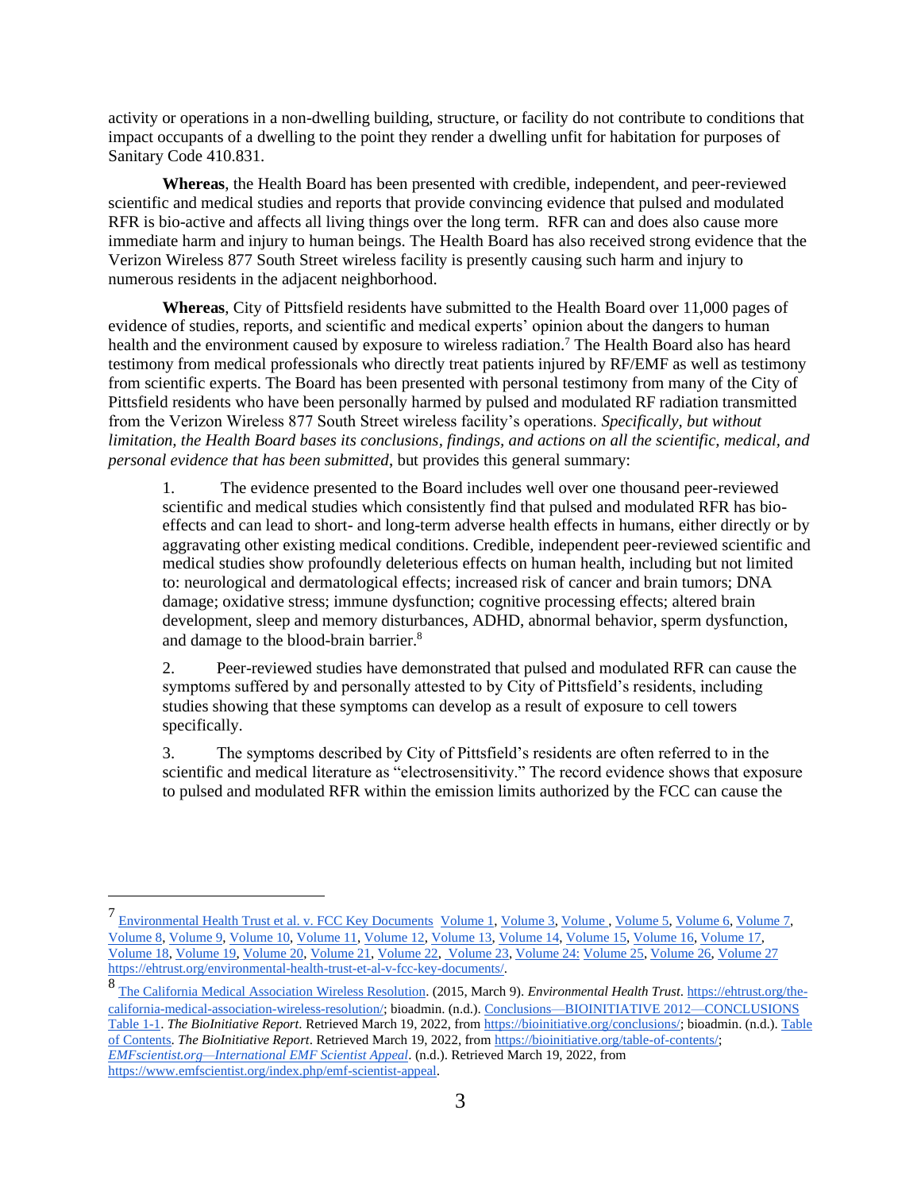activity or operations in a non-dwelling building, structure, or facility do not contribute to conditions that impact occupants of a dwelling to the point they render a dwelling unfit for habitation for purposes of Sanitary Code 410.831.

**Whereas**, the Health Board has been presented with credible, independent, and peer-reviewed scientific and medical studies and reports that provide convincing evidence that pulsed and modulated RFR is bio-active and affects all living things over the long term. RFR can and does also cause more immediate harm and injury to human beings. The Health Board has also received strong evidence that the Verizon Wireless 877 South Street wireless facility is presently causing such harm and injury to numerous residents in the adjacent neighborhood.

**Whereas**, City of Pittsfield residents have submitted to the Health Board over 11,000 pages of evidence of studies, reports, and scientific and medical experts' opinion about the dangers to human health and the environment caused by exposure to wireless radiation.[7] The Health Board also has heard testimony from medical professionals who directly treat patients injured by RF/EMF as well as testimony from scientific experts. The Board has been presented with personal testimony from many of the City of Pittsfield residents who have been personally harmed by pulsed and modulated RF radiation transmitted from the Verizon Wireless 877 South Street wireless facility's operations. *Specifically, but without limitation, the Health Board bases its conclusions, findings, and actions on all the scientific, medical, and personal evidence that has been submitted*, but provides this general summary:

1. The evidence presented to the Board includes well over one thousand peer-reviewed scientific and medical studies which consistently find that pulsed and modulated RFR has bio-effects and can lead to short- and long-term adverse health effects in humans, either directly or by aggravating other existing medical conditions. Credible, independent peer-reviewed scientific and medical studies show profoundly deleterious effects on human health, including but not limited to: neurological and dermatological effects; increased risk of cancer and brain tumors; DNA damage; oxidative stress; immune dysfunction; cognitive processing effects; altered brain development, sleep and memory disturbances, ADHD, abnormal behavior, sperm dysfunction, and damage to the blood-brain barrier.[8]

2. Peer-reviewed studies have demonstrated that pulsed and modulated RFR can cause the symptoms suffered by and personally attested to by City of Pittsfield's residents, including studies showing that these symptoms can develop as a result of exposure to cell towers specifically.

3. The symptoms described by City of Pittsfield's residents are often referred to in the scientific and medical literature as "electrosensitivity." The record evidence shows that exposure to pulsed and modulated RFR within the emission limits authorized by the FCC can cause the

---

[7] Environmental Health Trust et al. v. FCC Key Documents Volume 1, Volume 3, Volume , Volume 5, Volume 6, Volume 7, Volume 8, Volume 9, Volume 10, Volume 11, Volume 12, Volume 13, Volume 14, Volume 15, Volume 16, Volume 17, Volume 18, Volume 19, Volume 20, Volume 21, Volume 22, Volume 23, Volume 24: Volume 25, Volume 26, Volume 27 https://ehtrust.org/environmental-health-trust-et-al-v-fcc-key-documents/.

[8] The California Medical Association Wireless Resolution. (2015, March 9). *Environmental Health Trust*. https://ehtrust.org/the-california-medical-association-wireless-resolution/; bioadmin. (n.d.). Conclusions—BIOINITIATIVE 2012—CONCLUSIONS Table 1-1. *The BioInitiative Report*. Retrieved March 19, 2022, from https://bioinitiative.org/conclusions/; bioadmin. (n.d.). Table of Contents. *The BioInitiative Report*. Retrieved March 19, 2022, from https://bioinitiative.org/table-of-contents/; *EMFscientist.org—International EMF Scientist Appeal*. (n.d.). Retrieved March 19, 2022, from https://www.emfscientist.org/index.php/emf-scientist-appeal.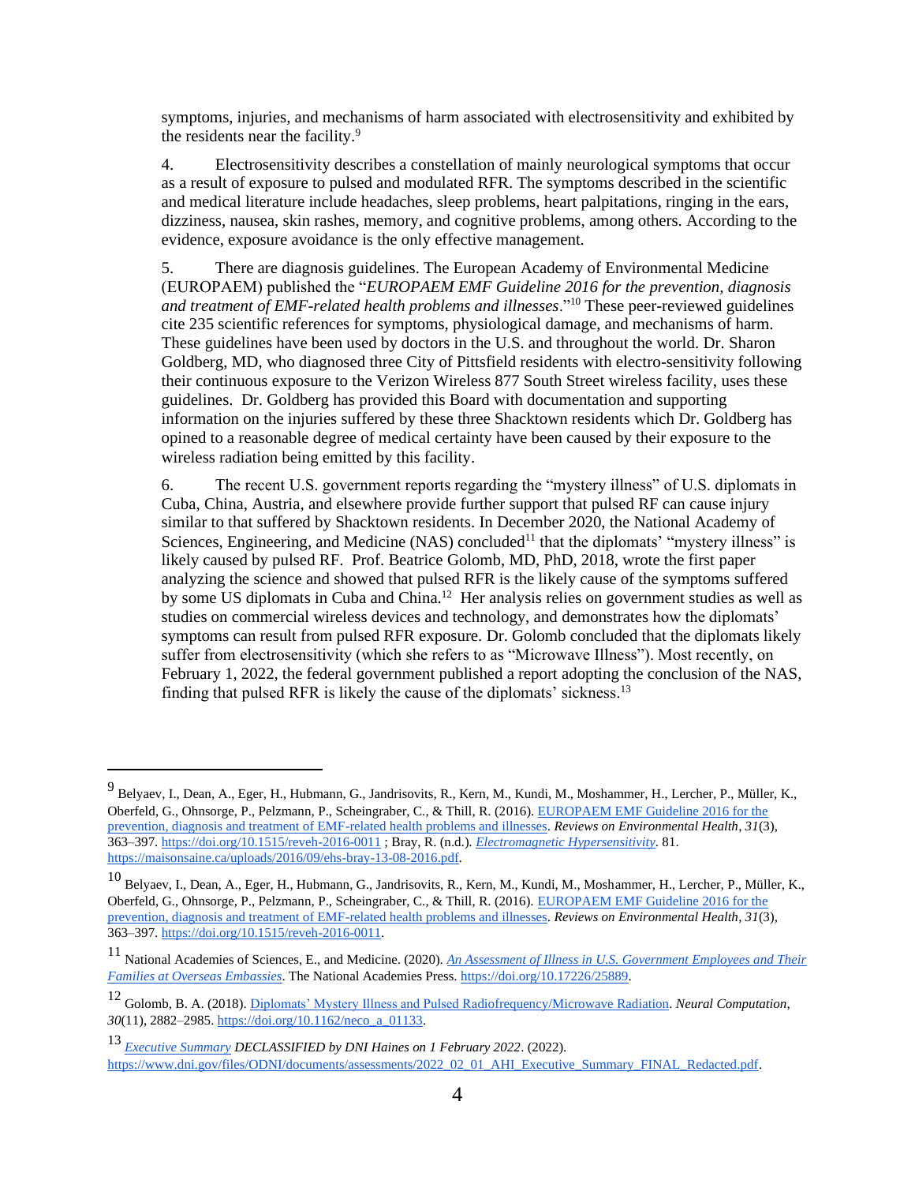symptoms, injuries, and mechanisms of harm associated with electrosensitivity and exhibited by the residents near the facility.[9]

4. Electrosensitivity describes a constellation of mainly neurological symptoms that occur as a result of exposure to pulsed and modulated RFR. The symptoms described in the scientific and medical literature include headaches, sleep problems, heart palpitations, ringing in the ears, dizziness, nausea, skin rashes, memory, and cognitive problems, among others. According to the evidence, exposure avoidance is the only effective management.

5. There are diagnosis guidelines. The European Academy of Environmental Medicine (EUROPAEM) published the "*EUROPAEM EMF Guideline 2016 for the prevention, diagnosis and treatment of EMF-related health problems and illnesses*."[10] These peer-reviewed guidelines cite 235 scientific references for symptoms, physiological damage, and mechanisms of harm. These guidelines have been used by doctors in the U.S. and throughout the world. Dr. Sharon Goldberg, MD, who diagnosed three City of Pittsfield residents with electro-sensitivity following their continuous exposure to the Verizon Wireless 877 South Street wireless facility, uses these guidelines. Dr. Goldberg has provided this Board with documentation and supporting information on the injuries suffered by these three Shacktown residents which Dr. Goldberg has opined to a reasonable degree of medical certainty have been caused by their exposure to the wireless radiation being emitted by this facility.

6. The recent U.S. government reports regarding the "mystery illness" of U.S. diplomats in Cuba, China, Austria, and elsewhere provide further support that pulsed RF can cause injury similar to that suffered by Shacktown residents. In December 2020, the National Academy of Sciences, Engineering, and Medicine (NAS) concluded[11] that the diplomats' "mystery illness" is likely caused by pulsed RF. Prof. Beatrice Golomb, MD, PhD, 2018, wrote the first paper analyzing the science and showed that pulsed RFR is the likely cause of the symptoms suffered by some US diplomats in Cuba and China.[12] Her analysis relies on government studies as well as studies on commercial wireless devices and technology, and demonstrates how the diplomats' symptoms can result from pulsed RFR exposure. Dr. Golomb concluded that the diplomats likely suffer from electrosensitivity (which she refers to as "Microwave Illness"). Most recently, on February 1, 2022, the federal government published a report adopting the conclusion of the NAS, finding that pulsed RFR is likely the cause of the diplomats' sickness.[13]

---

[9] Belyaev, I., Dean, A., Eger, H., Hubmann, G., Jandrisovits, R., Kern, M., Kundi, M., Moshammer, H., Lercher, P., Müller, K., Oberfeld, G., Ohnsorge, P., Pelzmann, P., Scheingraber, C., & Thill, R. (2016). EUROPAEM EMF Guideline 2016 for the prevention, diagnosis and treatment of EMF-related health problems and illnesses. *Reviews on Environmental Health*, *31*(3), 363–397. https://doi.org/10.1515/reveh-2016-0011 ; Bray, R. (n.d.). *Electromagnetic Hypersensitivity*. 81. https://maisonsaine.ca/uploads/2016/09/ehs-bray-13-08-2016.pdf.

[10] Belyaev, I., Dean, A., Eger, H., Hubmann, G., Jandrisovits, R., Kern, M., Kundi, M., Moshammer, H., Lercher, P., Müller, K., Oberfeld, G., Ohnsorge, P., Pelzmann, P., Scheingraber, C., & Thill, R. (2016). EUROPAEM EMF Guideline 2016 for the prevention, diagnosis and treatment of EMF-related health problems and illnesses. *Reviews on Environmental Health*, *31*(3), 363–397. https://doi.org/10.1515/reveh-2016-0011.

[11] National Academies of Sciences, E., and Medicine. (2020). *An Assessment of Illness in U.S. Government Employees and Their Families at Overseas Embassies*. The National Academies Press. https://doi.org/10.17226/25889.

[12] Golomb, B. A. (2018). Diplomats' Mystery Illness and Pulsed Radiofrequency/Microwave Radiation. *Neural Computation*, *30*(11), 2882–2985. https://doi.org/10.1162/neco_a_01133.

[13] *Executive Summary DECLASSIFIED by DNI Haines on 1 February 2022*. (2022). https://www.dni.gov/files/ODNI/documents/assessments/2022_02_01_AHI_Executive_Summary_FINAL_Redacted.pdf.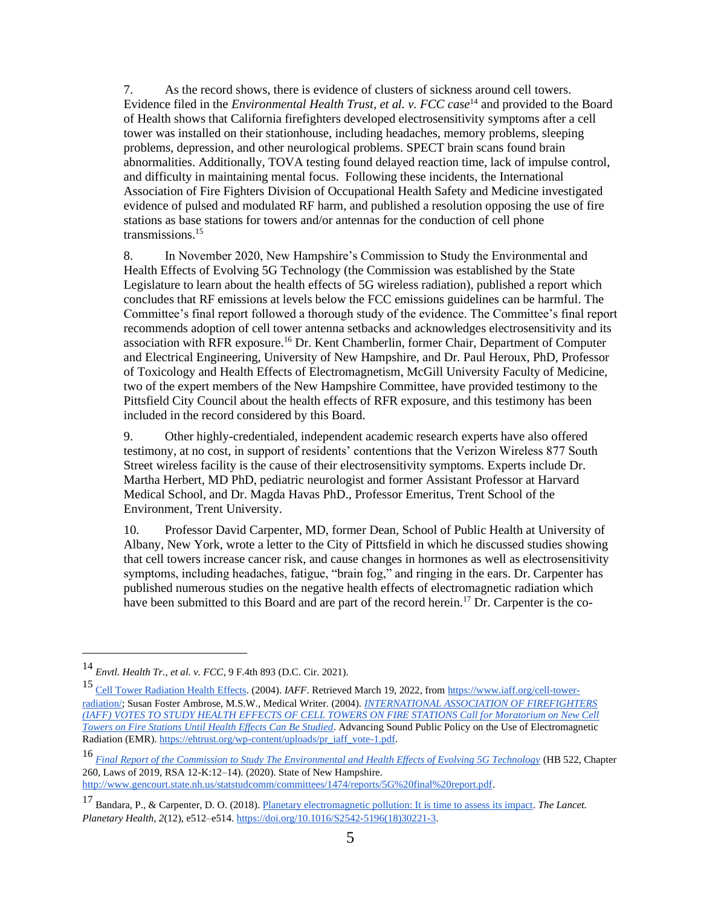7. As the record shows, there is evidence of clusters of sickness around cell towers. Evidence filed in the *Environmental Health Trust, et al. v. FCC case*[14] and provided to the Board of Health shows that California firefighters developed electrosensitivity symptoms after a cell tower was installed on their stationhouse, including headaches, memory problems, sleeping problems, depression, and other neurological problems. SPECT brain scans found brain abnormalities. Additionally, TOVA testing found delayed reaction time, lack of impulse control, and difficulty in maintaining mental focus. Following these incidents, the International Association of Fire Fighters Division of Occupational Health Safety and Medicine investigated evidence of pulsed and modulated RF harm, and published a resolution opposing the use of fire stations as base stations for towers and/or antennas for the conduction of cell phone transmissions.[15]

8. In November 2020, New Hampshire's Commission to Study the Environmental and Health Effects of Evolving 5G Technology (the Commission was established by the State Legislature to learn about the health effects of 5G wireless radiation), published a report which concludes that RF emissions at levels below the FCC emissions guidelines can be harmful. The Committee's final report followed a thorough study of the evidence. The Committee's final report recommends adoption of cell tower antenna setbacks and acknowledges electrosensitivity and its association with RFR exposure.[16] Dr. Kent Chamberlin, former Chair, Department of Computer and Electrical Engineering, University of New Hampshire, and Dr. Paul Heroux, PhD, Professor of Toxicology and Health Effects of Electromagnetism, McGill University Faculty of Medicine, two of the expert members of the New Hampshire Committee, have provided testimony to the Pittsfield City Council about the health effects of RFR exposure, and this testimony has been included in the record considered by this Board.

9. Other highly-credentialed, independent academic research experts have also offered testimony, at no cost, in support of residents' contentions that the Verizon Wireless 877 South Street wireless facility is the cause of their electrosensitivity symptoms. Experts include Dr. Martha Herbert, MD PhD, pediatric neurologist and former Assistant Professor at Harvard Medical School, and Dr. Magda Havas PhD., Professor Emeritus, Trent School of the Environment, Trent University.

10. Professor David Carpenter, MD, former Dean, School of Public Health at University of Albany, New York, wrote a letter to the City of Pittsfield in which he discussed studies showing that cell towers increase cancer risk, and cause changes in hormones as well as electrosensitivity symptoms, including headaches, fatigue, "brain fog," and ringing in the ears. Dr. Carpenter has published numerous studies on the negative health effects of electromagnetic radiation which have been submitted to this Board and are part of the record herein.[17] Dr. Carpenter is the co-

---

[14] *Envtl. Health Tr., et al. v. FCC*, 9 F.4th 893 (D.C. Cir. 2021).

[15] Cell Tower Radiation Health Effects. (2004). *IAFF*. Retrieved March 19, 2022, from https://www.iaff.org/cell-tower-radiation/; Susan Foster Ambrose, M.S.W., Medical Writer. (2004). *INTERNATIONAL ASSOCIATION OF FIREFIGHTERS (IAFF) VOTES TO STUDY HEALTH EFFECTS OF CELL TOWERS ON FIRE STATIONS Call for Moratorium on New Cell Towers on Fire Stations Until Health Effects Can Be Studied*. Advancing Sound Public Policy on the Use of Electromagnetic Radiation (EMR). https://ehtrust.org/wp-content/uploads/pr_iaff_vote-1.pdf.

[16] *Final Report of the Commission to Study The Environmental and Health Effects of Evolving 5G Technology* (HB 522, Chapter 260, Laws of 2019, RSA 12-K:12–14). (2020). State of New Hampshire. http://www.gencourt.state.nh.us/statstudcomm/committees/1474/reports/5G%20final%20report.pdf.

[17] Bandara, P., & Carpenter, D. O. (2018). Planetary electromagnetic pollution: It is time to assess its impact. *The Lancet. Planetary Health*, *2*(12), e512–e514. https://doi.org/10.1016/S2542-5196(18)30221-3.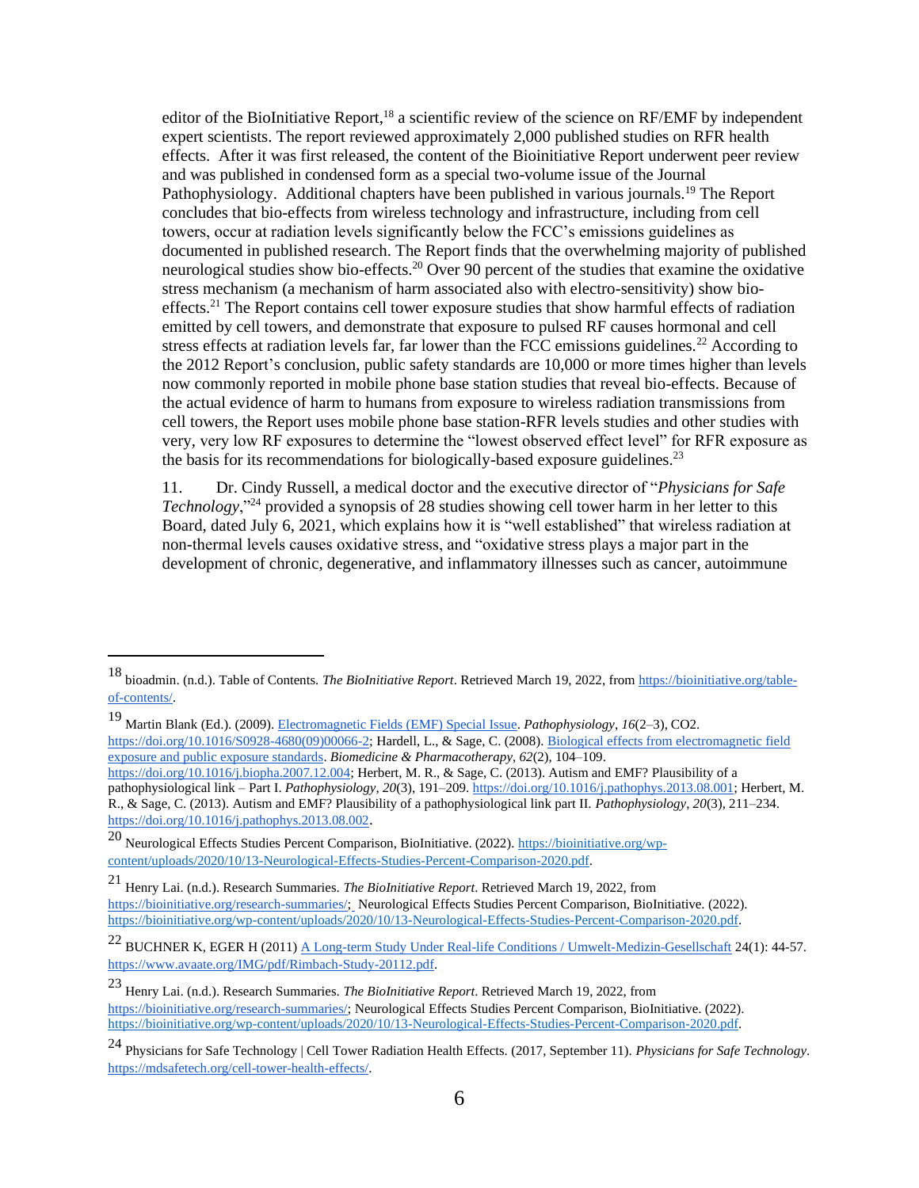editor of the BioInitiative Report,[18] a scientific review of the science on RF/EMF by independent expert scientists. The report reviewed approximately 2,000 published studies on RFR health effects. After it was first released, the content of the Bioinitiative Report underwent peer review and was published in condensed form as a special two-volume issue of the Journal Pathophysiology. Additional chapters have been published in various journals.[19] The Report concludes that bio-effects from wireless technology and infrastructure, including from cell towers, occur at radiation levels significantly below the FCC's emissions guidelines as documented in published research. The Report finds that the overwhelming majority of published neurological studies show bio-effects.[20] Over 90 percent of the studies that examine the oxidative stress mechanism (a mechanism of harm associated also with electro-sensitivity) show bio-effects.[21] The Report contains cell tower exposure studies that show harmful effects of radiation emitted by cell towers, and demonstrate that exposure to pulsed RF causes hormonal and cell stress effects at radiation levels far, far lower than the FCC emissions guidelines.[22] According to the 2012 Report's conclusion, public safety standards are 10,000 or more times higher than levels now commonly reported in mobile phone base station studies that reveal bio-effects. Because of the actual evidence of harm to humans from exposure to wireless radiation transmissions from cell towers, the Report uses mobile phone base station-RFR levels studies and other studies with very, very low RF exposures to determine the "lowest observed effect level" for RFR exposure as the basis for its recommendations for biologically-based exposure guidelines.[23]

11. Dr. Cindy Russell, a medical doctor and the executive director of "*Physicians for Safe Technology*,"[24] provided a synopsis of 28 studies showing cell tower harm in her letter to this Board, dated July 6, 2021, which explains how it is "well established" that wireless radiation at non-thermal levels causes oxidative stress, and "oxidative stress plays a major part in the development of chronic, degenerative, and inflammatory illnesses such as cancer, autoimmune

---

[18] bioadmin. (n.d.). Table of Contents. *The BioInitiative Report*. Retrieved March 19, 2022, from https://bioinitiative.org/table-of-contents/.

[19] Martin Blank (Ed.). (2009). Electromagnetic Fields (EMF) Special Issue. *Pathophysiology*, *16*(2–3), CO2. https://doi.org/10.1016/S0928-4680(09)00066-2; Hardell, L., & Sage, C. (2008). Biological effects from electromagnetic field exposure and public exposure standards. *Biomedicine & Pharmacotherapy*, *62*(2), 104–109. https://doi.org/10.1016/j.biopha.2007.12.004; Herbert, M. R., & Sage, C. (2013). Autism and EMF? Plausibility of a pathophysiological link – Part I. *Pathophysiology*, *20*(3), 191–209. https://doi.org/10.1016/j.pathophys.2013.08.001; Herbert, M. R., & Sage, C. (2013). Autism and EMF? Plausibility of a pathophysiological link part II. *Pathophysiology*, *20*(3), 211–234. https://doi.org/10.1016/j.pathophys.2013.08.002.

[20] Neurological Effects Studies Percent Comparison, BioInitiative. (2022). https://bioinitiative.org/wp-content/uploads/2020/10/13-Neurological-Effects-Studies-Percent-Comparison-2020.pdf.

[21] Henry Lai. (n.d.). Research Summaries. *The BioInitiative Report*. Retrieved March 19, 2022, from https://bioinitiative.org/research-summaries/; Neurological Effects Studies Percent Comparison, BioInitiative. (2022). https://bioinitiative.org/wp-content/uploads/2020/10/13-Neurological-Effects-Studies-Percent-Comparison-2020.pdf.

[22] BUCHNER K, EGER H (2011) A Long-term Study Under Real-life Conditions / Umwelt-Medizin-Gesellschaft 24(1): 44-57. https://www.avaate.org/IMG/pdf/Rimbach-Study-20112.pdf.

[23] Henry Lai. (n.d.). Research Summaries. *The BioInitiative Report*. Retrieved March 19, 2022, from https://bioinitiative.org/research-summaries/; Neurological Effects Studies Percent Comparison, BioInitiative. (2022). https://bioinitiative.org/wp-content/uploads/2020/10/13-Neurological-Effects-Studies-Percent-Comparison-2020.pdf.

[24] Physicians for Safe Technology | Cell Tower Radiation Health Effects. (2017, September 11). *Physicians for Safe Technology*. https://mdsafetech.org/cell-tower-health-effects/.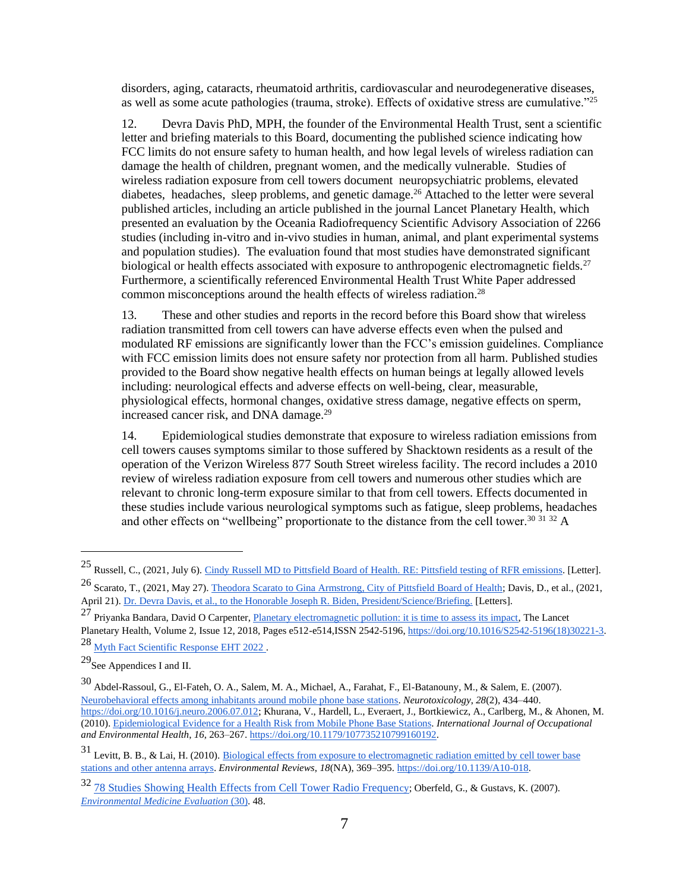disorders, aging, cataracts, rheumatoid arthritis, cardiovascular and neurodegenerative diseases, as well as some acute pathologies (trauma, stroke). Effects of oxidative stress are cumulative."[25]

12. Devra Davis PhD, MPH, the founder of the Environmental Health Trust, sent a scientific letter and briefing materials to this Board, documenting the published science indicating how FCC limits do not ensure safety to human health, and how legal levels of wireless radiation can damage the health of children, pregnant women, and the medically vulnerable. Studies of wireless radiation exposure from cell towers document neuropsychiatric problems, elevated diabetes, headaches, sleep problems, and genetic damage.[26] Attached to the letter were several published articles, including an article published in the journal Lancet Planetary Health, which presented an evaluation by the Oceania Radiofrequency Scientific Advisory Association of 2266 studies (including in-vitro and in-vivo studies in human, animal, and plant experimental systems and population studies). The evaluation found that most studies have demonstrated significant biological or health effects associated with exposure to anthropogenic electromagnetic fields.[27] Furthermore, a scientifically referenced Environmental Health Trust White Paper addressed common misconceptions around the health effects of wireless radiation.[28]

13. These and other studies and reports in the record before this Board show that wireless radiation transmitted from cell towers can have adverse effects even when the pulsed and modulated RF emissions are significantly lower than the FCC's emission guidelines. Compliance with FCC emission limits does not ensure safety nor protection from all harm. Published studies provided to the Board show negative health effects on human beings at legally allowed levels including: neurological effects and adverse effects on well-being, clear, measurable, physiological effects, hormonal changes, oxidative stress damage, negative effects on sperm, increased cancer risk, and DNA damage.[29]

14. Epidemiological studies demonstrate that exposure to wireless radiation emissions from cell towers causes symptoms similar to those suffered by Shacktown residents as a result of the operation of the Verizon Wireless 877 South Street wireless facility. The record includes a 2010 review of wireless radiation exposure from cell towers and numerous other studies which are relevant to chronic long-term exposure similar to that from cell towers. Effects documented in these studies include various neurological symptoms such as fatigue, sleep problems, headaches and other effects on "wellbeing" proportionate to the distance from the cell tower.[30] [31] [32] A

---

[25] Russell, C., (2021, July 6). Cindy Russell MD to Pittsfield Board of Health. RE: Pittsfield testing of RFR emissions. [Letter].

[26] Scarato, T., (2021, May 27). Theodora Scarato to Gina Armstrong, City of Pittsfield Board of Health; Davis, D., et al., (2021, April 21). Dr. Devra Davis, et al., to the Honorable Joseph R. Biden, President/Science/Briefing. [Letters].

[27] Priyanka Bandara, David O Carpenter, Planetary electromagnetic pollution: it is time to assess its impact, The Lancet Planetary Health, Volume 2, Issue 12, 2018, Pages e512-e514,ISSN 2542-5196, https://doi.org/10.1016/S2542-5196(18)30221-3.

[28] Myth Fact Scientific Response EHT 2022 .

[29] See Appendices I and II.

[30] Abdel-Rassoul, G., El-Fateh, O. A., Salem, M. A., Michael, A., Farahat, F., El-Batanouny, M., & Salem, E. (2007). Neurobehavioral effects among inhabitants around mobile phone base stations. *Neurotoxicology*, *28*(2), 434–440. https://doi.org/10.1016/j.neuro.2006.07.012; Khurana, V., Hardell, L., Everaert, J., Bortkiewicz, A., Carlberg, M., & Ahonen, M. (2010). Epidemiological Evidence for a Health Risk from Mobile Phone Base Stations. *International Journal of Occupational and Environmental Health*, *16*, 263–267. https://doi.org/10.1179/107735210799160192.

[31] Levitt, B. B., & Lai, H. (2010). Biological effects from exposure to electromagnetic radiation emitted by cell tower base stations and other antenna arrays. *Environmental Reviews*, *18*(NA), 369–395. https://doi.org/10.1139/A10-018.

[32] 78 Studies Showing Health Effects from Cell Tower Radio Frequency; Oberfeld, G., & Gustavs, K. (2007). *Environmental Medicine Evaluation* (30). 48.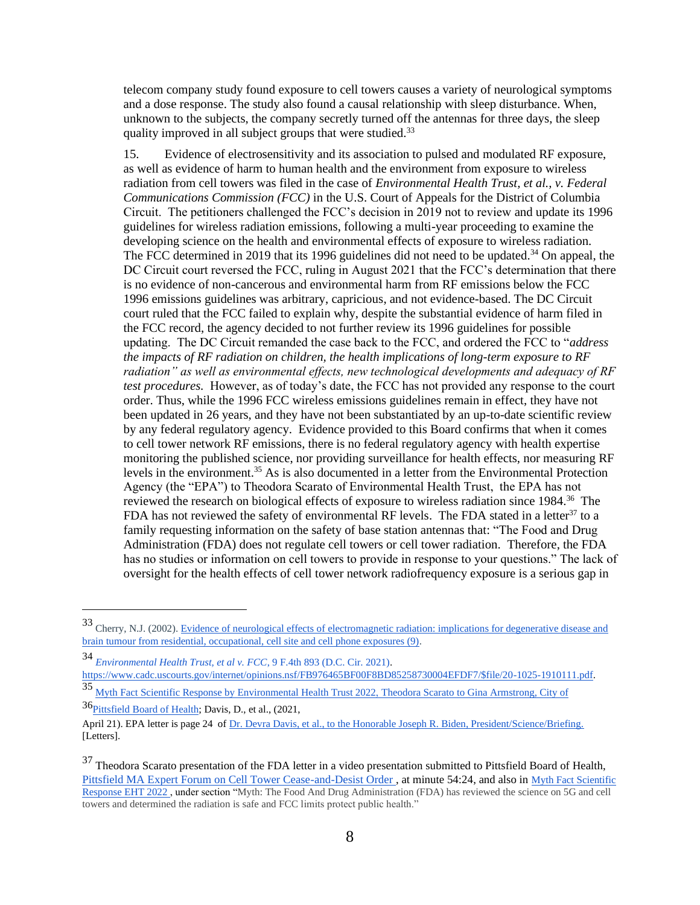telecom company study found exposure to cell towers causes a variety of neurological symptoms and a dose response. The study also found a causal relationship with sleep disturbance. When, unknown to the subjects, the company secretly turned off the antennas for three days, the sleep quality improved in all subject groups that were studied.[33]

15. Evidence of electrosensitivity and its association to pulsed and modulated RF exposure, as well as evidence of harm to human health and the environment from exposure to wireless radiation from cell towers was filed in the case of *Environmental Health Trust, et al., v. Federal Communications Commission (FCC)* in the U.S. Court of Appeals for the District of Columbia Circuit. The petitioners challenged the FCC's decision in 2019 not to review and update its 1996 guidelines for wireless radiation emissions, following a multi-year proceeding to examine the developing science on the health and environmental effects of exposure to wireless radiation. The FCC determined in 2019 that its 1996 guidelines did not need to be updated.[34] On appeal, the DC Circuit court reversed the FCC, ruling in August 2021 that the FCC's determination that there is no evidence of non-cancerous and environmental harm from RF emissions below the FCC 1996 emissions guidelines was arbitrary, capricious, and not evidence-based. The DC Circuit court ruled that the FCC failed to explain why, despite the substantial evidence of harm filed in the FCC record, the agency decided to not further review its 1996 guidelines for possible updating. The DC Circuit remanded the case back to the FCC, and ordered the FCC to "*address the impacts of RF radiation on children, the health implications of long-term exposure to RF radiation" as well as environmental effects, new technological developments and adequacy of RF test procedures.* However, as of today's date, the FCC has not provided any response to the court order. Thus, while the 1996 FCC wireless emissions guidelines remain in effect, they have not been updated in 26 years, and they have not been substantiated by an up-to-date scientific review by any federal regulatory agency. Evidence provided to this Board confirms that when it comes to cell tower network RF emissions, there is no federal regulatory agency with health expertise monitoring the published science, nor providing surveillance for health effects, nor measuring RF levels in the environment.[35] As is also documented in a letter from the Environmental Protection Agency (the "EPA") to Theodora Scarato of Environmental Health Trust, the EPA has not reviewed the research on biological effects of exposure to wireless radiation since 1984.[36] The FDA has not reviewed the safety of environmental RF levels. The FDA stated in a letter[37] to a family requesting information on the safety of base station antennas that: "The Food and Drug Administration (FDA) does not regulate cell towers or cell tower radiation. Therefore, the FDA has no studies or information on cell towers to provide in response to your questions." The lack of oversight for the health effects of cell tower network radiofrequency exposure is a serious gap in

---

[33] Cherry, N.J. (2002). Evidence of neurological effects of electromagnetic radiation: implications for degenerative disease and brain tumour from residential, occupational, cell site and cell phone exposures (9).

[34] *Environmental Health Trust, et al v. FCC,* 9 F.4th 893 (D.C. Cir. 2021). https://www.cadc.uscourts.gov/internet/opinions.nsf/FB976465BF00F8BD85258730004EFDF7/$file/20-1025-1910111.pdf.

[35] Myth Fact Scientific Response by Environmental Health Trust 2022, Theodora Scarato to Gina Armstrong, City of

[36] Pittsfield Board of Health; Davis, D., et al., (2021, April 21). EPA letter is page 24 of Dr. Devra Davis, et al., to the Honorable Joseph R. Biden, President/Science/Briefing. [Letters].

[37] Theodora Scarato presentation of the FDA letter in a video presentation submitted to Pittsfield Board of Health, Pittsfield MA Expert Forum on Cell Tower Cease-and-Desist Order , at minute 54:24, and also in Myth Fact Scientific Response EHT 2022 , under section "Myth: The Food And Drug Administration (FDA) has reviewed the science on 5G and cell towers and determined the radiation is safe and FCC limits protect public health."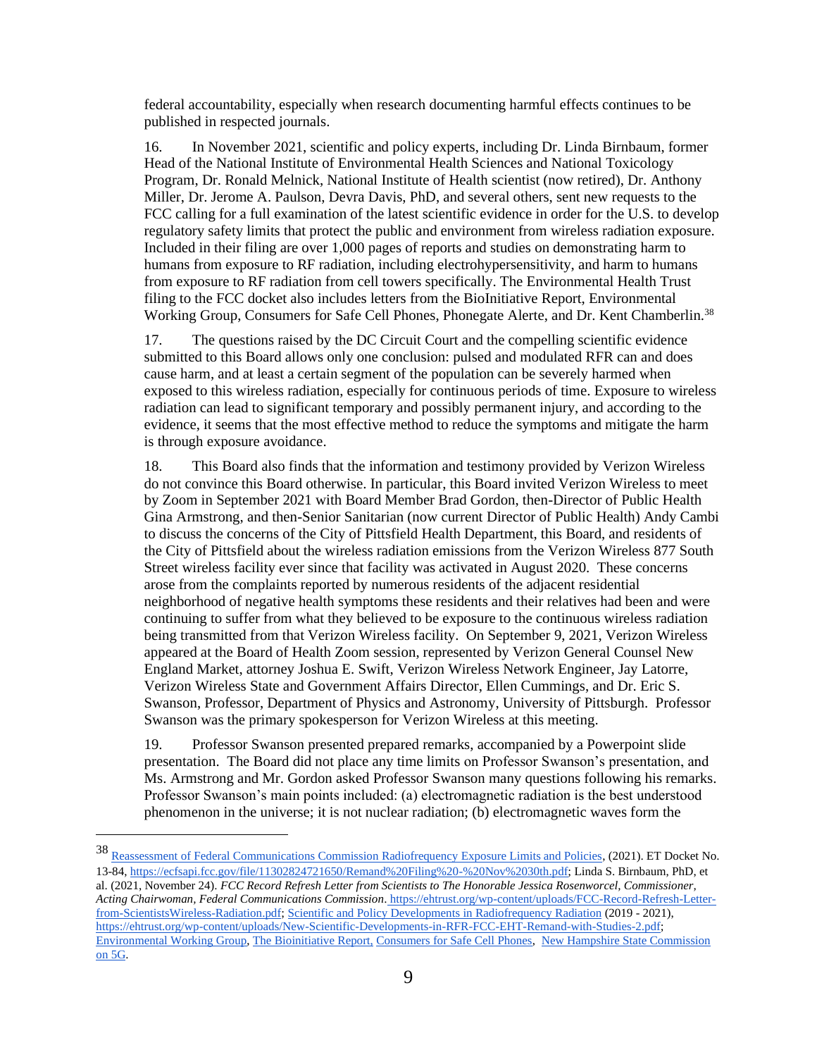federal accountability, especially when research documenting harmful effects continues to be published in respected journals.

16. In November 2021, scientific and policy experts, including Dr. Linda Birnbaum, former Head of the National Institute of Environmental Health Sciences and National Toxicology Program, Dr. Ronald Melnick, National Institute of Health scientist (now retired), Dr. Anthony Miller, Dr. Jerome A. Paulson, Devra Davis, PhD, and several others, sent new requests to the FCC calling for a full examination of the latest scientific evidence in order for the U.S. to develop regulatory safety limits that protect the public and environment from wireless radiation exposure. Included in their filing are over 1,000 pages of reports and studies on demonstrating harm to humans from exposure to RF radiation, including electrohypersensitivity, and harm to humans from exposure to RF radiation from cell towers specifically. The Environmental Health Trust filing to the FCC docket also includes letters from the BioInitiative Report, Environmental Working Group, Consumers for Safe Cell Phones, Phonegate Alerte, and Dr. Kent Chamberlin.[38]

17. The questions raised by the DC Circuit Court and the compelling scientific evidence submitted to this Board allows only one conclusion: pulsed and modulated RFR can and does cause harm, and at least a certain segment of the population can be severely harmed when exposed to this wireless radiation, especially for continuous periods of time. Exposure to wireless radiation can lead to significant temporary and possibly permanent injury, and according to the evidence, it seems that the most effective method to reduce the symptoms and mitigate the harm is through exposure avoidance.

18. This Board also finds that the information and testimony provided by Verizon Wireless do not convince this Board otherwise. In particular, this Board invited Verizon Wireless to meet by Zoom in September 2021 with Board Member Brad Gordon, then-Director of Public Health Gina Armstrong, and then-Senior Sanitarian (now current Director of Public Health) Andy Cambi to discuss the concerns of the City of Pittsfield Health Department, this Board, and residents of the City of Pittsfield about the wireless radiation emissions from the Verizon Wireless 877 South Street wireless facility ever since that facility was activated in August 2020. These concerns arose from the complaints reported by numerous residents of the adjacent residential neighborhood of negative health symptoms these residents and their relatives had been and were continuing to suffer from what they believed to be exposure to the continuous wireless radiation being transmitted from that Verizon Wireless facility. On September 9, 2021, Verizon Wireless appeared at the Board of Health Zoom session, represented by Verizon General Counsel New England Market, attorney Joshua E. Swift, Verizon Wireless Network Engineer, Jay Latorre, Verizon Wireless State and Government Affairs Director, Ellen Cummings, and Dr. Eric S. Swanson, Professor, Department of Physics and Astronomy, University of Pittsburgh. Professor Swanson was the primary spokesperson for Verizon Wireless at this meeting.

19. Professor Swanson presented prepared remarks, accompanied by a Powerpoint slide presentation. The Board did not place any time limits on Professor Swanson's presentation, and Ms. Armstrong and Mr. Gordon asked Professor Swanson many questions following his remarks. Professor Swanson's main points included: (a) electromagnetic radiation is the best understood phenomenon in the universe; it is not nuclear radiation; (b) electromagnetic waves form the

---

[38] Reassessment of Federal Communications Commission Radiofrequency Exposure Limits and Policies, (2021). ET Docket No. 13-84, https://ecfsapi.fcc.gov/file/11302824721650/Remand%20Filing%20-%20Nov%2030th.pdf; Linda S. Birnbaum, PhD, et al. (2021, November 24). *FCC Record Refresh Letter from Scientists to The Honorable Jessica Rosenworcel, Commissioner, Acting Chairwoman, Federal Communications Commission*. https://ehtrust.org/wp-content/uploads/FCC-Record-Refresh-Letter-from-ScientistsWireless-Radiation.pdf; Scientific and Policy Developments in Radiofrequency Radiation (2019 - 2021), https://ehtrust.org/wp-content/uploads/New-Scientific-Developments-in-RFR-FCC-EHT-Remand-with-Studies-2.pdf; Environmental Working Group, The Bioinitiative Report, Consumers for Safe Cell Phones, New Hampshire State Commission on 5G.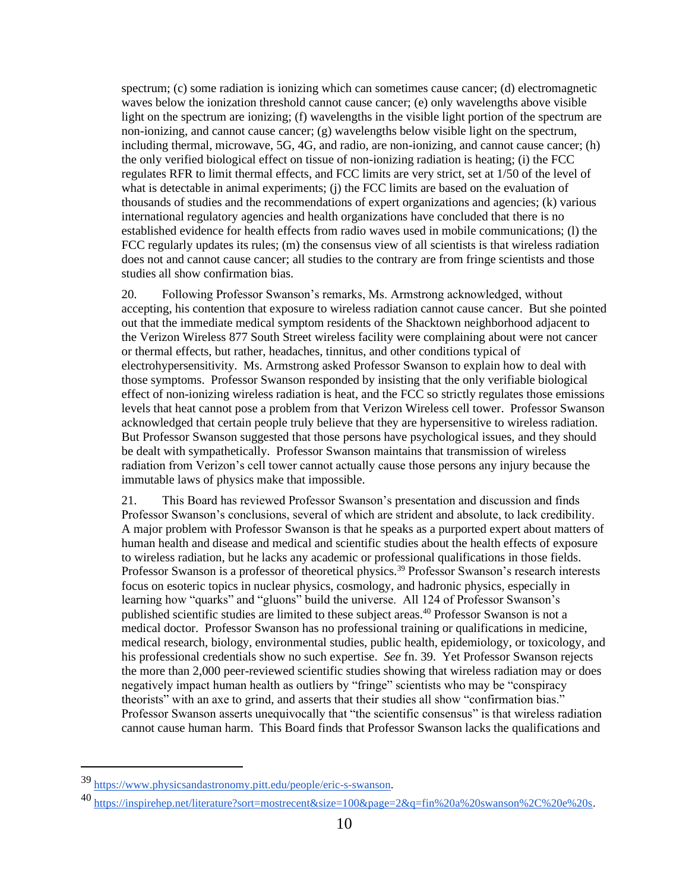spectrum; (c) some radiation is ionizing which can sometimes cause cancer; (d) electromagnetic waves below the ionization threshold cannot cause cancer; (e) only wavelengths above visible light on the spectrum are ionizing; (f) wavelengths in the visible light portion of the spectrum are non-ionizing, and cannot cause cancer; (g) wavelengths below visible light on the spectrum, including thermal, microwave, 5G, 4G, and radio, are non-ionizing, and cannot cause cancer; (h) the only verified biological effect on tissue of non-ionizing radiation is heating; (i) the FCC regulates RFR to limit thermal effects, and FCC limits are very strict, set at 1/50 of the level of what is detectable in animal experiments; (j) the FCC limits are based on the evaluation of thousands of studies and the recommendations of expert organizations and agencies; (k) various international regulatory agencies and health organizations have concluded that there is no established evidence for health effects from radio waves used in mobile communications; (l) the FCC regularly updates its rules; (m) the consensus view of all scientists is that wireless radiation does not and cannot cause cancer; all studies to the contrary are from fringe scientists and those studies all show confirmation bias.

20. Following Professor Swanson's remarks, Ms. Armstrong acknowledged, without accepting, his contention that exposure to wireless radiation cannot cause cancer. But she pointed out that the immediate medical symptom residents of the Shacktown neighborhood adjacent to the Verizon Wireless 877 South Street wireless facility were complaining about were not cancer or thermal effects, but rather, headaches, tinnitus, and other conditions typical of electrohypersensitivity. Ms. Armstrong asked Professor Swanson to explain how to deal with those symptoms. Professor Swanson responded by insisting that the only verifiable biological effect of non-ionizing wireless radiation is heat, and the FCC so strictly regulates those emissions levels that heat cannot pose a problem from that Verizon Wireless cell tower. Professor Swanson acknowledged that certain people truly believe that they are hypersensitive to wireless radiation. But Professor Swanson suggested that those persons have psychological issues, and they should be dealt with sympathetically. Professor Swanson maintains that transmission of wireless radiation from Verizon's cell tower cannot actually cause those persons any injury because the immutable laws of physics make that impossible.

21. This Board has reviewed Professor Swanson's presentation and discussion and finds Professor Swanson's conclusions, several of which are strident and absolute, to lack credibility. A major problem with Professor Swanson is that he speaks as a purported expert about matters of human health and disease and medical and scientific studies about the health effects of exposure to wireless radiation, but he lacks any academic or professional qualifications in those fields. Professor Swanson is a professor of theoretical physics.[39] Professor Swanson's research interests focus on esoteric topics in nuclear physics, cosmology, and hadronic physics, especially in learning how "quarks" and "gluons" build the universe. All 124 of Professor Swanson's published scientific studies are limited to these subject areas.[40] Professor Swanson is not a medical doctor. Professor Swanson has no professional training or qualifications in medicine, medical research, biology, environmental studies, public health, epidemiology, or toxicology, and his professional credentials show no such expertise. *See* fn. 39. Yet Professor Swanson rejects the more than 2,000 peer-reviewed scientific studies showing that wireless radiation may or does negatively impact human health as outliers by "fringe" scientists who may be "conspiracy theorists" with an axe to grind, and asserts that their studies all show "confirmation bias." Professor Swanson asserts unequivocally that "the scientific consensus" is that wireless radiation cannot cause human harm. This Board finds that Professor Swanson lacks the qualifications and

---

[39] https://www.physicsandastronomy.pitt.edu/people/eric-s-swanson.

[40] https://inspirehep.net/literature?sort=mostrecent&size=100&page=2&q=fin%20a%20swanson%2C%20e%20s.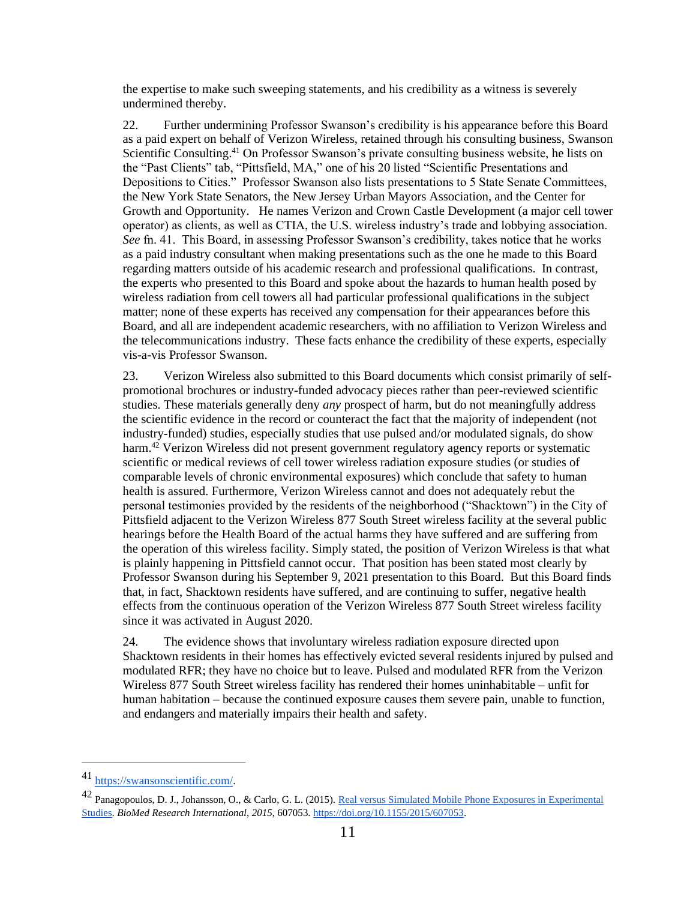the expertise to make such sweeping statements, and his credibility as a witness is severely undermined thereby.

22. Further undermining Professor Swanson's credibility is his appearance before this Board as a paid expert on behalf of Verizon Wireless, retained through his consulting business, Swanson Scientific Consulting.[41] On Professor Swanson's private consulting business website, he lists on the "Past Clients" tab, "Pittsfield, MA," one of his 20 listed "Scientific Presentations and Depositions to Cities." Professor Swanson also lists presentations to 5 State Senate Committees, the New York State Senators, the New Jersey Urban Mayors Association, and the Center for Growth and Opportunity. He names Verizon and Crown Castle Development (a major cell tower operator) as clients, as well as CTIA, the U.S. wireless industry's trade and lobbying association. *See* fn. 41. This Board, in assessing Professor Swanson's credibility, takes notice that he works as a paid industry consultant when making presentations such as the one he made to this Board regarding matters outside of his academic research and professional qualifications. In contrast, the experts who presented to this Board and spoke about the hazards to human health posed by wireless radiation from cell towers all had particular professional qualifications in the subject matter; none of these experts has received any compensation for their appearances before this Board, and all are independent academic researchers, with no affiliation to Verizon Wireless and the telecommunications industry. These facts enhance the credibility of these experts, especially vis-a-vis Professor Swanson.

23. Verizon Wireless also submitted to this Board documents which consist primarily of self-promotional brochures or industry-funded advocacy pieces rather than peer-reviewed scientific studies. These materials generally deny *any* prospect of harm, but do not meaningfully address the scientific evidence in the record or counteract the fact that the majority of independent (not industry-funded) studies, especially studies that use pulsed and/or modulated signals, do show harm.[42] Verizon Wireless did not present government regulatory agency reports or systematic scientific or medical reviews of cell tower wireless radiation exposure studies (or studies of comparable levels of chronic environmental exposures) which conclude that safety to human health is assured. Furthermore, Verizon Wireless cannot and does not adequately rebut the personal testimonies provided by the residents of the neighborhood ("Shacktown") in the City of Pittsfield adjacent to the Verizon Wireless 877 South Street wireless facility at the several public hearings before the Health Board of the actual harms they have suffered and are suffering from the operation of this wireless facility. Simply stated, the position of Verizon Wireless is that what is plainly happening in Pittsfield cannot occur. That position has been stated most clearly by Professor Swanson during his September 9, 2021 presentation to this Board. But this Board finds that, in fact, Shacktown residents have suffered, and are continuing to suffer, negative health effects from the continuous operation of the Verizon Wireless 877 South Street wireless facility since it was activated in August 2020.

24. The evidence shows that involuntary wireless radiation exposure directed upon Shacktown residents in their homes has effectively evicted several residents injured by pulsed and modulated RFR; they have no choice but to leave. Pulsed and modulated RFR from the Verizon Wireless 877 South Street wireless facility has rendered their homes uninhabitable – unfit for human habitation – because the continued exposure causes them severe pain, unable to function, and endangers and materially impairs their health and safety.

---

[41] https://swansonscientific.com/.

[42] Panagopoulos, D. J., Johansson, O., & Carlo, G. L. (2015). Real versus Simulated Mobile Phone Exposures in Experimental Studies. *BioMed Research International*, *2015*, 607053. https://doi.org/10.1155/2015/607053.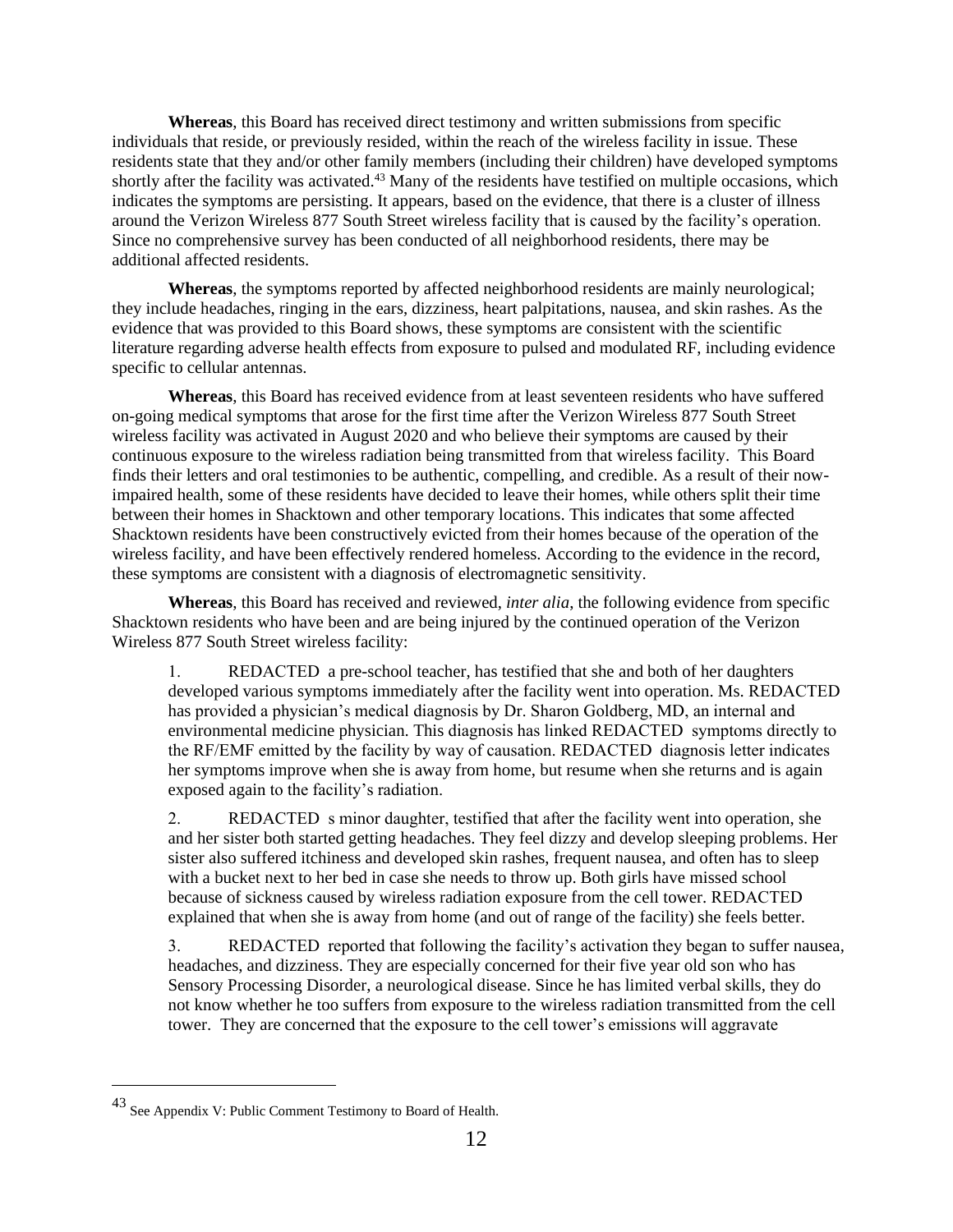**Whereas**, this Board has received direct testimony and written submissions from specific individuals that reside, or previously resided, within the reach of the wireless facility in issue. These residents state that they and/or other family members (including their children) have developed symptoms shortly after the facility was activated.[43] Many of the residents have testified on multiple occasions, which indicates the symptoms are persisting. It appears, based on the evidence, that there is a cluster of illness around the Verizon Wireless 877 South Street wireless facility that is caused by the facility's operation. Since no comprehensive survey has been conducted of all neighborhood residents, there may be additional affected residents.

**Whereas**, the symptoms reported by affected neighborhood residents are mainly neurological; they include headaches, ringing in the ears, dizziness, heart palpitations, nausea, and skin rashes. As the evidence that was provided to this Board shows, these symptoms are consistent with the scientific literature regarding adverse health effects from exposure to pulsed and modulated RF, including evidence specific to cellular antennas.

**Whereas**, this Board has received evidence from at least seventeen residents who have suffered on-going medical symptoms that arose for the first time after the Verizon Wireless 877 South Street wireless facility was activated in August 2020 and who believe their symptoms are caused by their continuous exposure to the wireless radiation being transmitted from that wireless facility. This Board finds their letters and oral testimonies to be authentic, compelling, and credible. As a result of their now-impaired health, some of these residents have decided to leave their homes, while others split their time between their homes in Shacktown and other temporary locations. This indicates that some affected Shacktown residents have been constructively evicted from their homes because of the operation of the wireless facility, and have been effectively rendered homeless. According to the evidence in the record, these symptoms are consistent with a diagnosis of electromagnetic sensitivity.

**Whereas**, this Board has received and reviewed, *inter alia*, the following evidence from specific Shacktown residents who have been and are being injured by the continued operation of the Verizon Wireless 877 South Street wireless facility:

1. REDACTED a pre-school teacher, has testified that she and both of her daughters developed various symptoms immediately after the facility went into operation. Ms. REDACTED has provided a physician's medical diagnosis by Dr. Sharon Goldberg, MD, an internal and environmental medicine physician. This diagnosis has linked REDACTED symptoms directly to the RF/EMF emitted by the facility by way of causation. REDACTED diagnosis letter indicates her symptoms improve when she is away from home, but resume when she returns and is again exposed again to the facility's radiation.

2. REDACTED s minor daughter, testified that after the facility went into operation, she and her sister both started getting headaches. They feel dizzy and develop sleeping problems. Her sister also suffered itchiness and developed skin rashes, frequent nausea, and often has to sleep with a bucket next to her bed in case she needs to throw up. Both girls have missed school because of sickness caused by wireless radiation exposure from the cell tower. REDACTED explained that when she is away from home (and out of range of the facility) she feels better.

3. REDACTED reported that following the facility's activation they began to suffer nausea, headaches, and dizziness. They are especially concerned for their five year old son who has Sensory Processing Disorder, a neurological disease. Since he has limited verbal skills, they do not know whether he too suffers from exposure to the wireless radiation transmitted from the cell tower. They are concerned that the exposure to the cell tower's emissions will aggravate

[43] See Appendix V: Public Comment Testimony to Board of Health.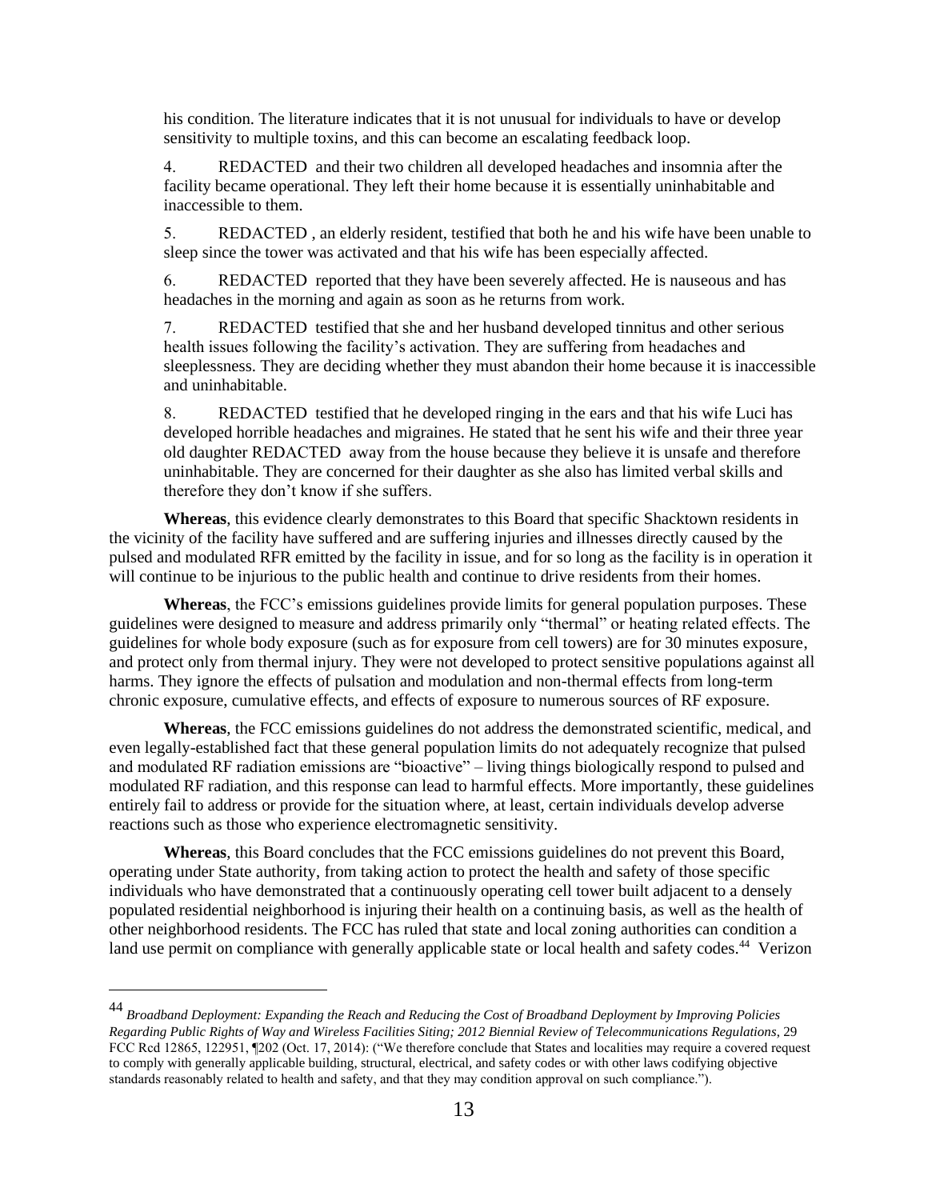his condition. The literature indicates that it is not unusual for individuals to have or develop sensitivity to multiple toxins, and this can become an escalating feedback loop.

4. REDACTED and their two children all developed headaches and insomnia after the facility became operational. They left their home because it is essentially uninhabitable and inaccessible to them.

5. REDACTED , an elderly resident, testified that both he and his wife have been unable to sleep since the tower was activated and that his wife has been especially affected.

6. REDACTED reported that they have been severely affected. He is nauseous and has headaches in the morning and again as soon as he returns from work.

7. REDACTED testified that she and her husband developed tinnitus and other serious health issues following the facility's activation. They are suffering from headaches and sleeplessness. They are deciding whether they must abandon their home because it is inaccessible and uninhabitable.

8. REDACTED testified that he developed ringing in the ears and that his wife Luci has developed horrible headaches and migraines. He stated that he sent his wife and their three year old daughter REDACTED away from the house because they believe it is unsafe and therefore uninhabitable. They are concerned for their daughter as she also has limited verbal skills and therefore they don't know if she suffers.

**Whereas**, this evidence clearly demonstrates to this Board that specific Shacktown residents in the vicinity of the facility have suffered and are suffering injuries and illnesses directly caused by the pulsed and modulated RFR emitted by the facility in issue, and for so long as the facility is in operation it will continue to be injurious to the public health and continue to drive residents from their homes.

**Whereas**, the FCC's emissions guidelines provide limits for general population purposes. These guidelines were designed to measure and address primarily only "thermal" or heating related effects. The guidelines for whole body exposure (such as for exposure from cell towers) are for 30 minutes exposure, and protect only from thermal injury. They were not developed to protect sensitive populations against all harms. They ignore the effects of pulsation and modulation and non-thermal effects from long-term chronic exposure, cumulative effects, and effects of exposure to numerous sources of RF exposure.

**Whereas**, the FCC emissions guidelines do not address the demonstrated scientific, medical, and even legally-established fact that these general population limits do not adequately recognize that pulsed and modulated RF radiation emissions are "bioactive" – living things biologically respond to pulsed and modulated RF radiation, and this response can lead to harmful effects. More importantly, these guidelines entirely fail to address or provide for the situation where, at least, certain individuals develop adverse reactions such as those who experience electromagnetic sensitivity.

**Whereas**, this Board concludes that the FCC emissions guidelines do not prevent this Board, operating under State authority, from taking action to protect the health and safety of those specific individuals who have demonstrated that a continuously operating cell tower built adjacent to a densely populated residential neighborhood is injuring their health on a continuing basis, as well as the health of other neighborhood residents. The FCC has ruled that state and local zoning authorities can condition a land use permit on compliance with generally applicable state or local health and safety codes.[44] Verizon

---

[44] *Broadband Deployment: Expanding the Reach and Reducing the Cost of Broadband Deployment by Improving Policies Regarding Public Rights of Way and Wireless Facilities Siting; 2012 Biennial Review of Telecommunications Regulations*, 29 FCC Rcd 12865, 122951, ¶202 (Oct. 17, 2014): ("We therefore conclude that States and localities may require a covered request to comply with generally applicable building, structural, electrical, and safety codes or with other laws codifying objective standards reasonably related to health and safety, and that they may condition approval on such compliance.").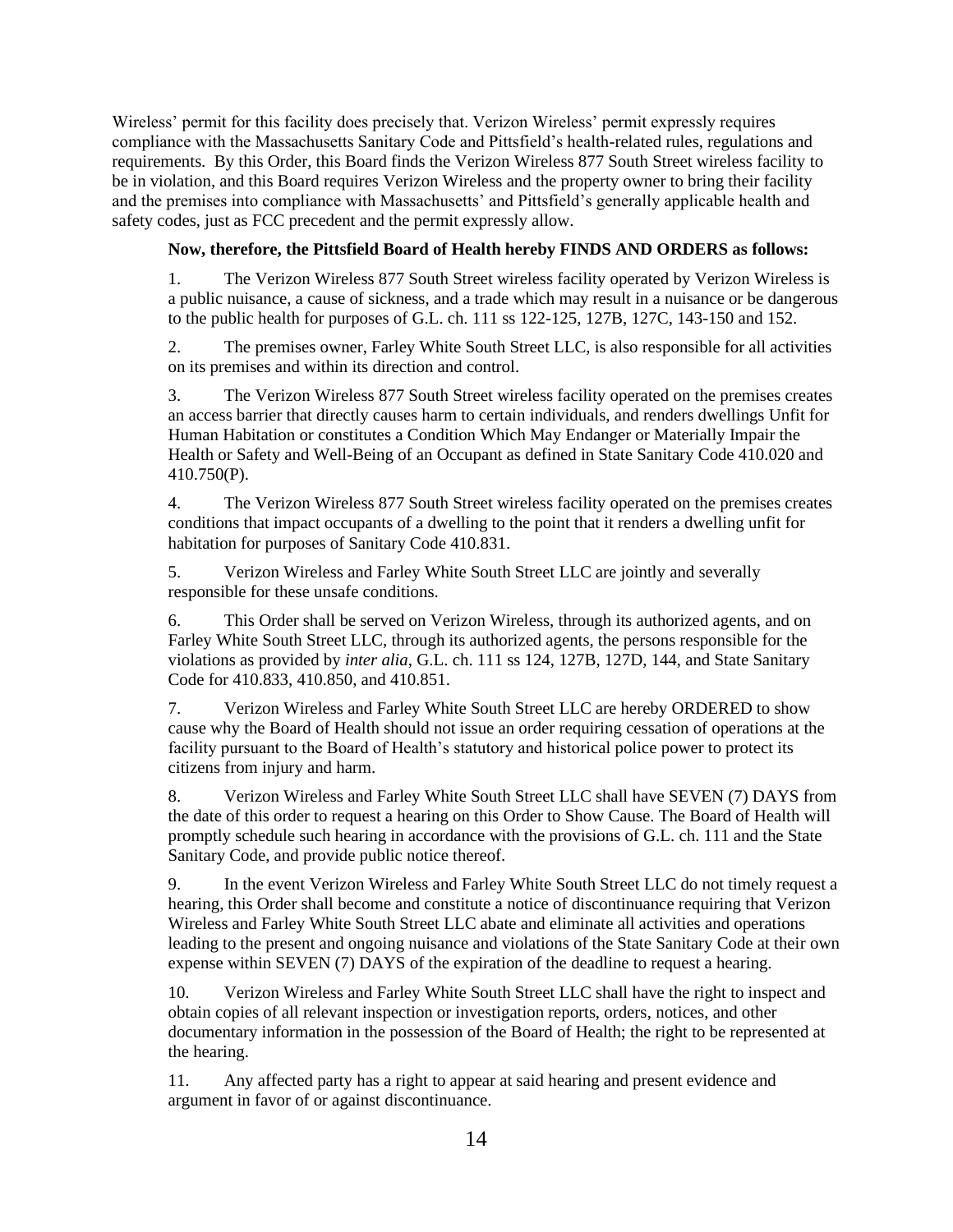Wireless' permit for this facility does precisely that. Verizon Wireless' permit expressly requires compliance with the Massachusetts Sanitary Code and Pittsfield's health-related rules, regulations and requirements. By this Order, this Board finds the Verizon Wireless 877 South Street wireless facility to be in violation, and this Board requires Verizon Wireless and the property owner to bring their facility and the premises into compliance with Massachusetts' and Pittsfield's generally applicable health and safety codes, just as FCC precedent and the permit expressly allow.

**Now, therefore, the Pittsfield Board of Health hereby FINDS AND ORDERS as follows:**

1. The Verizon Wireless 877 South Street wireless facility operated by Verizon Wireless is a public nuisance, a cause of sickness, and a trade which may result in a nuisance or be dangerous to the public health for purposes of G.L. ch. 111 ss 122-125, 127B, 127C, 143-150 and 152.

2. The premises owner, Farley White South Street LLC, is also responsible for all activities on its premises and within its direction and control.

3. The Verizon Wireless 877 South Street wireless facility operated on the premises creates an access barrier that directly causes harm to certain individuals, and renders dwellings Unfit for Human Habitation or constitutes a Condition Which May Endanger or Materially Impair the Health or Safety and Well-Being of an Occupant as defined in State Sanitary Code 410.020 and 410.750(P).

4. The Verizon Wireless 877 South Street wireless facility operated on the premises creates conditions that impact occupants of a dwelling to the point that it renders a dwelling unfit for habitation for purposes of Sanitary Code 410.831.

5. Verizon Wireless and Farley White South Street LLC are jointly and severally responsible for these unsafe conditions.

6. This Order shall be served on Verizon Wireless, through its authorized agents, and on Farley White South Street LLC, through its authorized agents, the persons responsible for the violations as provided by *inter alia*, G.L. ch. 111 ss 124, 127B, 127D, 144, and State Sanitary Code for 410.833, 410.850, and 410.851.

7. Verizon Wireless and Farley White South Street LLC are hereby ORDERED to show cause why the Board of Health should not issue an order requiring cessation of operations at the facility pursuant to the Board of Health's statutory and historical police power to protect its citizens from injury and harm.

8. Verizon Wireless and Farley White South Street LLC shall have SEVEN (7) DAYS from the date of this order to request a hearing on this Order to Show Cause. The Board of Health will promptly schedule such hearing in accordance with the provisions of G.L. ch. 111 and the State Sanitary Code, and provide public notice thereof.

9. In the event Verizon Wireless and Farley White South Street LLC do not timely request a hearing, this Order shall become and constitute a notice of discontinuance requiring that Verizon Wireless and Farley White South Street LLC abate and eliminate all activities and operations leading to the present and ongoing nuisance and violations of the State Sanitary Code at their own expense within SEVEN (7) DAYS of the expiration of the deadline to request a hearing.

10. Verizon Wireless and Farley White South Street LLC shall have the right to inspect and obtain copies of all relevant inspection or investigation reports, orders, notices, and other documentary information in the possession of the Board of Health; the right to be represented at the hearing.

11. Any affected party has a right to appear at said hearing and present evidence and argument in favor of or against discontinuance.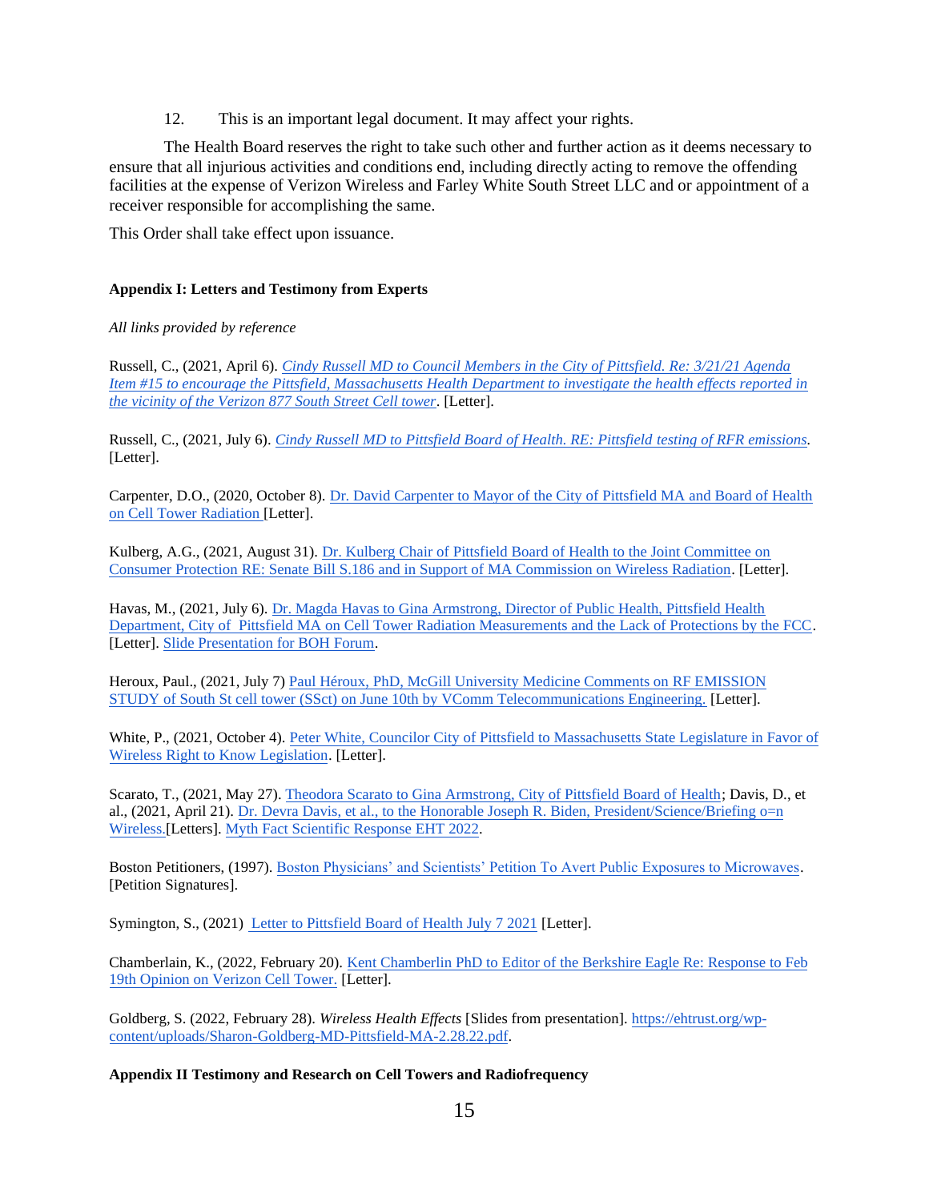12. This is an important legal document. It may affect your rights.

The Health Board reserves the right to take such other and further action as it deems necessary to ensure that all injurious activities and conditions end, including directly acting to remove the offending facilities at the expense of Verizon Wireless and Farley White South Street LLC and or appointment of a receiver responsible for accomplishing the same.

This Order shall take effect upon issuance.

**Appendix I: Letters and Testimony from Experts**

*All links provided by reference*

Russell, C., (2021, April 6). *Cindy Russell MD to Council Members in the City of Pittsfield. Re: 3/21/21 Agenda Item #15 to encourage the Pittsfield, Massachusetts Health Department to investigate the health effects reported in the vicinity of the Verizon 877 South Street Cell tower*. [Letter].

Russell, C., (2021, July 6). *Cindy Russell MD to Pittsfield Board of Health. RE: Pittsfield testing of RFR emissions.* [Letter].

Carpenter, D.O., (2020, October 8). Dr. David Carpenter to Mayor of the City of Pittsfield MA and Board of Health on Cell Tower Radiation [Letter].

Kulberg, A.G., (2021, August 31). Dr. Kulberg Chair of Pittsfield Board of Health to the Joint Committee on Consumer Protection RE: Senate Bill S.186 and in Support of MA Commission on Wireless Radiation. [Letter].

Havas, M., (2021, July 6). Dr. Magda Havas to Gina Armstrong, Director of Public Health, Pittsfield Health Department, City of Pittsfield MA on Cell Tower Radiation Measurements and the Lack of Protections by the FCC. [Letter]. Slide Presentation for BOH Forum.

Heroux, Paul., (2021, July 7) Paul Héroux, PhD, McGill University Medicine Comments on RF EMISSION STUDY of South St cell tower (SSct) on June 10th by VComm Telecommunications Engineering. [Letter].

White, P., (2021, October 4). Peter White, Councilor City of Pittsfield to Massachusetts State Legislature in Favor of Wireless Right to Know Legislation. [Letter].

Scarato, T., (2021, May 27). Theodora Scarato to Gina Armstrong, City of Pittsfield Board of Health; Davis, D., et al., (2021, April 21). Dr. Devra Davis, et al., to the Honorable Joseph R. Biden, President/Science/Briefing o=n Wireless.[Letters]. Myth Fact Scientific Response EHT 2022.

Boston Petitioners, (1997). Boston Physicians' and Scientists' Petition To Avert Public Exposures to Microwaves. [Petition Signatures].

Symington, S., (2021) Letter to Pittsfield Board of Health July 7 2021 [Letter].

Chamberlain, K., (2022, February 20). Kent Chamberlin PhD to Editor of the Berkshire Eagle Re: Response to Feb 19th Opinion on Verizon Cell Tower. [Letter].

Goldberg, S. (2022, February 28). *Wireless Health Effects* [Slides from presentation]. https://ehtrust.org/wp-content/uploads/Sharon-Goldberg-MD-Pittsfield-MA-2.28.22.pdf.

**Appendix II Testimony and Research on Cell Towers and Radiofrequency**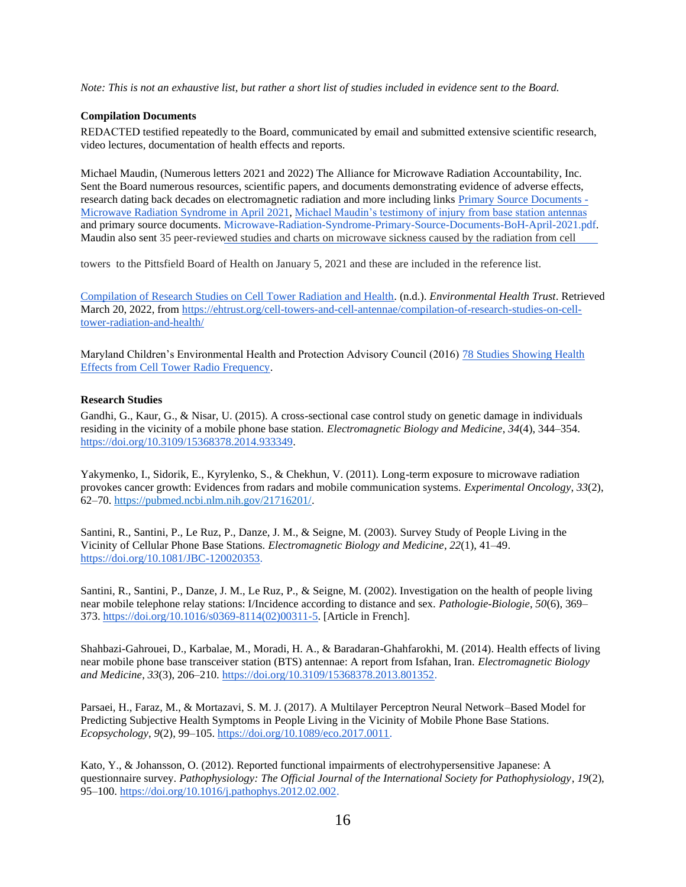*Note: This is not an exhaustive list, but rather a short list of studies included in evidence sent to the Board.*

**Compilation Documents**

REDACTED testified repeatedly to the Board, communicated by email and submitted extensive scientific research, video lectures, documentation of health effects and reports.

Michael Maudin, (Numerous letters 2021 and 2022) The Alliance for Microwave Radiation Accountability, Inc. Sent the Board numerous resources, scientific papers, and documents demonstrating evidence of adverse effects, research dating back decades on electromagnetic radiation and more including links Primary Source Documents - Microwave Radiation Syndrome in April 2021, Michael Maudin's testimony of injury from base station antennas and primary source documents. Microwave-Radiation-Syndrome-Primary-Source-Documents-BoH-April-2021.pdf. Maudin also sent 35 peer-reviewed studies and charts on microwave sickness caused by the radiation from cell towers to the Pittsfield Board of Health on January 5, 2021 and these are included in the reference list.

Compilation of Research Studies on Cell Tower Radiation and Health. (n.d.). *Environmental Health Trust*. Retrieved March 20, 2022, from https://ehtrust.org/cell-towers-and-cell-antennae/compilation-of-research-studies-on-cell-tower-radiation-and-health/

Maryland Children's Environmental Health and Protection Advisory Council (2016) 78 Studies Showing Health Effects from Cell Tower Radio Frequency.

**Research Studies**

Gandhi, G., Kaur, G., & Nisar, U. (2015). A cross-sectional case control study on genetic damage in individuals residing in the vicinity of a mobile phone base station. *Electromagnetic Biology and Medicine*, *34*(4), 344–354. https://doi.org/10.3109/15368378.2014.933349.

Yakymenko, I., Sidorik, E., Kyrylenko, S., & Chekhun, V. (2011). Long-term exposure to microwave radiation provokes cancer growth: Evidences from radars and mobile communication systems. *Experimental Oncology, 33*(2), 62–70. https://pubmed.ncbi.nlm.nih.gov/21716201/.

Santini, R., Santini, P., Le Ruz, P., Danze, J. M., & Seigne, M. (2003). Survey Study of People Living in the Vicinity of Cellular Phone Base Stations. *Electromagnetic Biology and Medicine*, *22*(1), 41–49. https://doi.org/10.1081/JBC-120020353.

Santini, R., Santini, P., Danze, J. M., Le Ruz, P., & Seigne, M. (2002). Investigation on the health of people living near mobile telephone relay stations: I/Incidence according to distance and sex. *Pathologie-Biologie*, *50*(6), 369–373. https://doi.org/10.1016/s0369-8114(02)00311-5. [Article in French].

Shahbazi-Gahrouei, D., Karbalae, M., Moradi, H. A., & Baradaran-Ghahfarokhi, M. (2014). Health effects of living near mobile phone base transceiver station (BTS) antennae: A report from Isfahan, Iran. *Electromagnetic Biology and Medicine*, *33*(3), 206–210. https://doi.org/10.3109/15368378.2013.801352.

Parsaei, H., Faraz, M., & Mortazavi, S. M. J. (2017). A Multilayer Perceptron Neural Network–Based Model for Predicting Subjective Health Symptoms in People Living in the Vicinity of Mobile Phone Base Stations. *Ecopsychology*, *9*(2), 99–105. https://doi.org/10.1089/eco.2017.0011.

Kato, Y., & Johansson, O. (2012). Reported functional impairments of electrohypersensitive Japanese: A questionnaire survey. *Pathophysiology: The Official Journal of the International Society for Pathophysiology*, *19*(2), 95–100. https://doi.org/10.1016/j.pathophys.2012.02.002.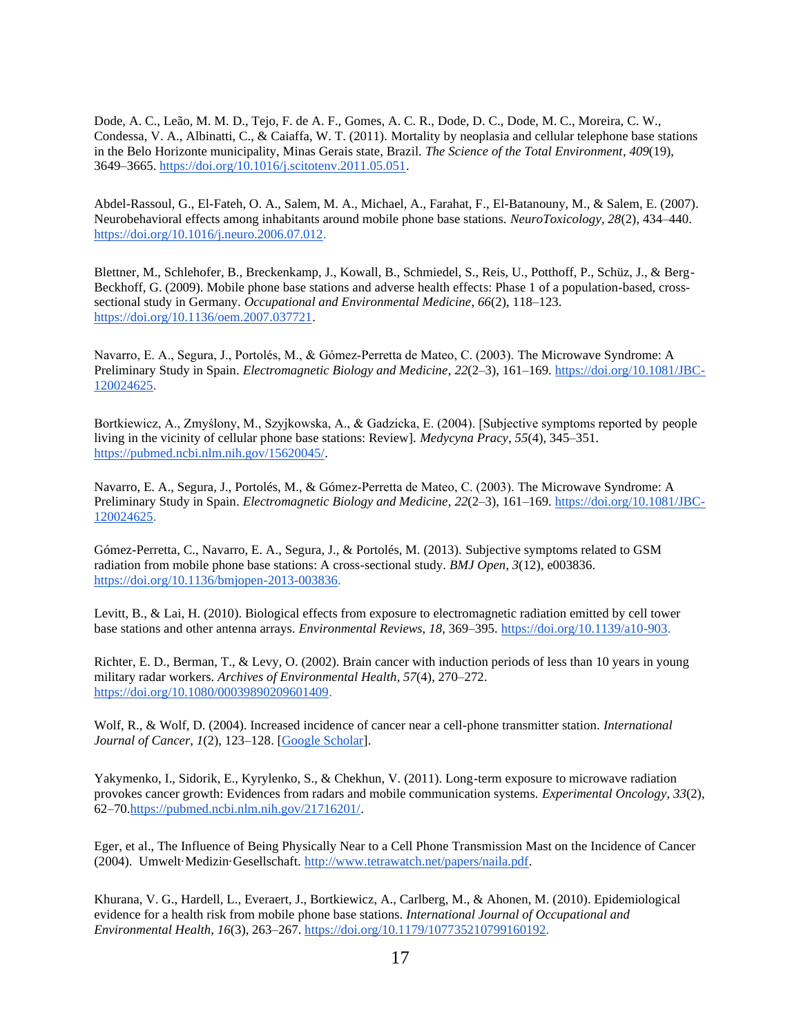Dode, A. C., Leão, M. M. D., Tejo, F. de A. F., Gomes, A. C. R., Dode, D. C., Dode, M. C., Moreira, C. W., Condessa, V. A., Albinatti, C., & Caiaffa, W. T. (2011). Mortality by neoplasia and cellular telephone base stations in the Belo Horizonte municipality, Minas Gerais state, Brazil. *The Science of the Total Environment*, *409*(19), 3649–3665. https://doi.org/10.1016/j.scitotenv.2011.05.051.

Abdel-Rassoul, G., El-Fateh, O. A., Salem, M. A., Michael, A., Farahat, F., El-Batanouny, M., & Salem, E. (2007). Neurobehavioral effects among inhabitants around mobile phone base stations. *NeuroToxicology*, *28*(2), 434–440. https://doi.org/10.1016/j.neuro.2006.07.012.

Blettner, M., Schlehofer, B., Breckenkamp, J., Kowall, B., Schmiedel, S., Reis, U., Potthoff, P., Schüz, J., & Berg-Beckhoff, G. (2009). Mobile phone base stations and adverse health effects: Phase 1 of a population-based, cross-sectional study in Germany. *Occupational and Environmental Medicine*, *66*(2), 118–123. https://doi.org/10.1136/oem.2007.037721.

Navarro, E. A., Segura, J., Portolés, M., & Gómez-Perretta de Mateo, C. (2003). The Microwave Syndrome: A Preliminary Study in Spain. *Electromagnetic Biology and Medicine*, *22*(2–3), 161–169. https://doi.org/10.1081/JBC-120024625.

Bortkiewicz, A., Zmyślony, M., Szyjkowska, A., & Gadzicka, E. (2004). [Subjective symptoms reported by people living in the vicinity of cellular phone base stations: Review]. *Medycyna Pracy*, *55*(4), 345–351. https://pubmed.ncbi.nlm.nih.gov/15620045/.

Navarro, E. A., Segura, J., Portolés, M., & Gómez-Perretta de Mateo, C. (2003). The Microwave Syndrome: A Preliminary Study in Spain. *Electromagnetic Biology and Medicine*, *22*(2–3), 161–169. https://doi.org/10.1081/JBC-120024625.

Gómez-Perretta, C., Navarro, E. A., Segura, J., & Portolés, M. (2013). Subjective symptoms related to GSM radiation from mobile phone base stations: A cross-sectional study. *BMJ Open*, *3*(12), e003836. https://doi.org/10.1136/bmjopen-2013-003836.

Levitt, B., & Lai, H. (2010). Biological effects from exposure to electromagnetic radiation emitted by cell tower base stations and other antenna arrays. *Environmental Reviews*, *18*, 369–395. https://doi.org/10.1139/a10-903.

Richter, E. D., Berman, T., & Levy, O. (2002). Brain cancer with induction periods of less than 10 years in young military radar workers. *Archives of Environmental Health*, *57*(4), 270–272. https://doi.org/10.1080/00039890209601409.

Wolf, R., & Wolf, D. (2004). Increased incidence of cancer near a cell-phone transmitter station. *International Journal of Cancer*, *1*(2), 123–128. [Google Scholar].

Yakymenko, I., Sidorik, E., Kyrylenko, S., & Chekhun, V. (2011). Long-term exposure to microwave radiation provokes cancer growth: Evidences from radars and mobile communication systems. *Experimental Oncology*, *33*(2), 62–70.https://pubmed.ncbi.nlm.nih.gov/21716201/.

Eger, et al., The Influence of Being Physically Near to a Cell Phone Transmission Mast on the Incidence of Cancer (2004). Umwelt·Medizin·Gesellschaft. http://www.tetrawatch.net/papers/naila.pdf.

Khurana, V. G., Hardell, L., Everaert, J., Bortkiewicz, A., Carlberg, M., & Ahonen, M. (2010). Epidemiological evidence for a health risk from mobile phone base stations. *International Journal of Occupational and Environmental Health*, *16*(3), 263–267. https://doi.org/10.1179/107735210799160192.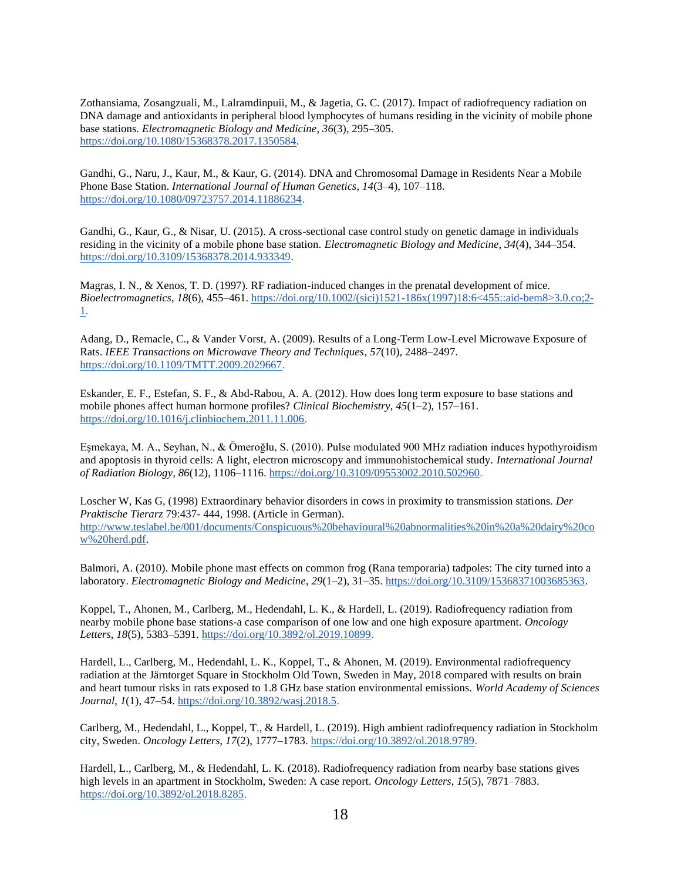Zothansiama, Zosangzuali, M., Lalramdinpuii, M., & Jagetia, G. C. (2017). Impact of radiofrequency radiation on DNA damage and antioxidants in peripheral blood lymphocytes of humans residing in the vicinity of mobile phone base stations. *Electromagnetic Biology and Medicine*, *36*(3), 295–305. https://doi.org/10.1080/15368378.2017.1350584.

Gandhi, G., Naru, J., Kaur, M., & Kaur, G. (2014). DNA and Chromosomal Damage in Residents Near a Mobile Phone Base Station. *International Journal of Human Genetics*, *14*(3–4), 107–118. https://doi.org/10.1080/09723757.2014.11886234.

Gandhi, G., Kaur, G., & Nisar, U. (2015). A cross-sectional case control study on genetic damage in individuals residing in the vicinity of a mobile phone base station. *Electromagnetic Biology and Medicine*, *34*(4), 344–354. https://doi.org/10.3109/15368378.2014.933349.

Magras, I. N., & Xenos, T. D. (1997). RF radiation-induced changes in the prenatal development of mice. *Bioelectromagnetics*, *18*(6), 455–461. https://doi.org/10.1002/(sici)1521-186x(1997)18:6<455::aid-bem8>3.0.co;2-1.

Adang, D., Remacle, C., & Vander Vorst, A. (2009). Results of a Long-Term Low-Level Microwave Exposure of Rats. *IEEE Transactions on Microwave Theory and Techniques*, *57*(10), 2488–2497. https://doi.org/10.1109/TMTT.2009.2029667.

Eskander, E. F., Estefan, S. F., & Abd-Rabou, A. A. (2012). How does long term exposure to base stations and mobile phones affect human hormone profiles? *Clinical Biochemistry*, *45*(1–2), 157–161. https://doi.org/10.1016/j.clinbiochem.2011.11.006.

Eşmekaya, M. A., Seyhan, N., & Ömeroğlu, S. (2010). Pulse modulated 900 MHz radiation induces hypothyroidism and apoptosis in thyroid cells: A light, electron microscopy and immunohistochemical study. *International Journal of Radiation Biology*, *86*(12), 1106–1116. https://doi.org/10.3109/09553002.2010.502960.

Loscher W, Kas G, (1998) Extraordinary behavior disorders in cows in proximity to transmission stations. *Der Praktische Tierarz* 79:437- 444, 1998. (Article in German). http://www.teslabel.be/001/documents/Conspicuous%20behavioural%20abnormalities%20in%20a%20dairy%20cow%20herd.pdf.

Balmori, A. (2010). Mobile phone mast effects on common frog (Rana temporaria) tadpoles: The city turned into a laboratory. *Electromagnetic Biology and Medicine*, *29*(1–2), 31–35. https://doi.org/10.3109/15368371003685363.

Koppel, T., Ahonen, M., Carlberg, M., Hedendahl, L. K., & Hardell, L. (2019). Radiofrequency radiation from nearby mobile phone base stations-a case comparison of one low and one high exposure apartment. *Oncology Letters*, *18*(5), 5383–5391. https://doi.org/10.3892/ol.2019.10899.

Hardell, L., Carlberg, M., Hedendahl, L. K., Koppel, T., & Ahonen, M. (2019). Environmental radiofrequency radiation at the Järntorget Square in Stockholm Old Town, Sweden in May, 2018 compared with results on brain and heart tumour risks in rats exposed to 1.8 GHz base station environmental emissions. *World Academy of Sciences Journal*, *1*(1), 47–54. https://doi.org/10.3892/wasj.2018.5.

Carlberg, M., Hedendahl, L., Koppel, T., & Hardell, L. (2019). High ambient radiofrequency radiation in Stockholm city, Sweden. *Oncology Letters*, *17*(2), 1777–1783. https://doi.org/10.3892/ol.2018.9789.

Hardell, L., Carlberg, M., & Hedendahl, L. K. (2018). Radiofrequency radiation from nearby base stations gives high levels in an apartment in Stockholm, Sweden: A case report. *Oncology Letters*, *15*(5), 7871–7883. https://doi.org/10.3892/ol.2018.8285.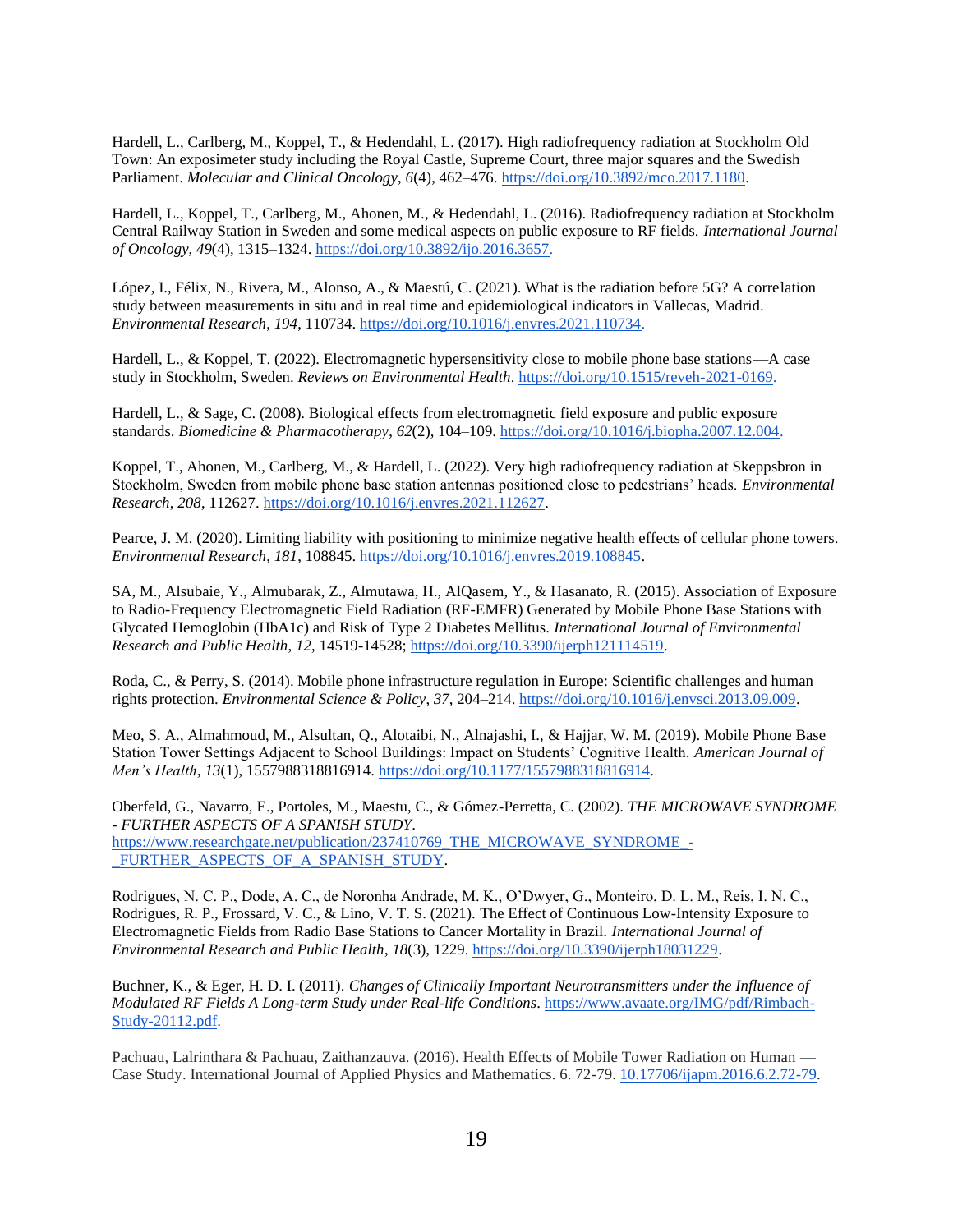Hardell, L., Carlberg, M., Koppel, T., & Hedendahl, L. (2017). High radiofrequency radiation at Stockholm Old Town: An exposimeter study including the Royal Castle, Supreme Court, three major squares and the Swedish Parliament. *Molecular and Clinical Oncology*, *6*(4), 462–476. https://doi.org/10.3892/mco.2017.1180.

Hardell, L., Koppel, T., Carlberg, M., Ahonen, M., & Hedendahl, L. (2016). Radiofrequency radiation at Stockholm Central Railway Station in Sweden and some medical aspects on public exposure to RF fields. *International Journal of Oncology*, *49*(4), 1315–1324. https://doi.org/10.3892/ijo.2016.3657.

López, I., Félix, N., Rivera, M., Alonso, A., & Maestú, C. (2021). What is the radiation before 5G? A correlation study between measurements in situ and in real time and epidemiological indicators in Vallecas, Madrid. *Environmental Research*, *194*, 110734. https://doi.org/10.1016/j.envres.2021.110734.

Hardell, L., & Koppel, T. (2022). Electromagnetic hypersensitivity close to mobile phone base stations—A case study in Stockholm, Sweden. *Reviews on Environmental Health*. https://doi.org/10.1515/reveh-2021-0169.

Hardell, L., & Sage, C. (2008). Biological effects from electromagnetic field exposure and public exposure standards. *Biomedicine & Pharmacotherapy*, *62*(2), 104–109. https://doi.org/10.1016/j.biopha.2007.12.004.

Koppel, T., Ahonen, M., Carlberg, M., & Hardell, L. (2022). Very high radiofrequency radiation at Skeppsbron in Stockholm, Sweden from mobile phone base station antennas positioned close to pedestrians' heads. *Environmental Research*, *208*, 112627. https://doi.org/10.1016/j.envres.2021.112627.

Pearce, J. M. (2020). Limiting liability with positioning to minimize negative health effects of cellular phone towers. *Environmental Research*, *181*, 108845. https://doi.org/10.1016/j.envres.2019.108845.

SA, M., Alsubaie, Y., Almubarak, Z., Almutawa, H., AlQasem, Y., & Hasanato, R. (2015). Association of Exposure to Radio-Frequency Electromagnetic Field Radiation (RF-EMFR) Generated by Mobile Phone Base Stations with Glycated Hemoglobin (HbA1c) and Risk of Type 2 Diabetes Mellitus. *International Journal of Environmental Research and Public Health, 12*, 14519-14528; https://doi.org/10.3390/ijerph121114519.

Roda, C., & Perry, S. (2014). Mobile phone infrastructure regulation in Europe: Scientific challenges and human rights protection. *Environmental Science & Policy*, *37*, 204–214. https://doi.org/10.1016/j.envsci.2013.09.009.

Meo, S. A., Almahmoud, M., Alsultan, Q., Alotaibi, N., Alnajashi, I., & Hajjar, W. M. (2019). Mobile Phone Base Station Tower Settings Adjacent to School Buildings: Impact on Students' Cognitive Health. *American Journal of Men's Health*, *13*(1), 1557988318816914. https://doi.org/10.1177/1557988318816914.

Oberfeld, G., Navarro, E., Portoles, M., Maestu, C., & Gómez-Perretta, C. (2002). *THE MICROWAVE SYNDROME - FURTHER ASPECTS OF A SPANISH STUDY*. https://www.researchgate.net/publication/237410769_THE_MICROWAVE_SYNDROME_-_FURTHER_ASPECTS_OF_A_SPANISH_STUDY.

Rodrigues, N. C. P., Dode, A. C., de Noronha Andrade, M. K., O'Dwyer, G., Monteiro, D. L. M., Reis, I. N. C., Rodrigues, R. P., Frossard, V. C., & Lino, V. T. S. (2021). The Effect of Continuous Low-Intensity Exposure to Electromagnetic Fields from Radio Base Stations to Cancer Mortality in Brazil. *International Journal of Environmental Research and Public Health*, *18*(3), 1229. https://doi.org/10.3390/ijerph18031229.

Buchner, K., & Eger, H. D. I. (2011). *Changes of Clinically Important Neurotransmitters under the Influence of Modulated RF Fields A Long-term Study under Real-life Conditions*. https://www.avaate.org/IMG/pdf/Rimbach-Study-20112.pdf.

Pachuau, Lalrinthara & Pachuau, Zaithanzauva. (2016). Health Effects of Mobile Tower Radiation on Human — Case Study. International Journal of Applied Physics and Mathematics. 6. 72-79. 10.17706/ijapm.2016.6.2.72-79.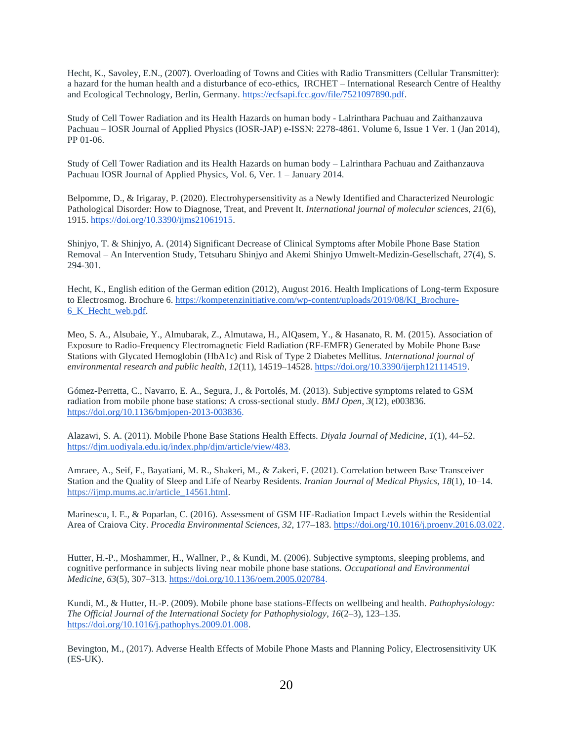Hecht, K., Savoley, E.N., (2007). Overloading of Towns and Cities with Radio Transmitters (Cellular Transmitter): a hazard for the human health and a disturbance of eco-ethics,  IRCHET – International Research Centre of Healthy and Ecological Technology, Berlin, Germany. https://ecfsapi.fcc.gov/file/7521097890.pdf.

Study of Cell Tower Radiation and its Health Hazards on human body - Lalrinthara Pachuau and Zaithanzauva Pachuau – IOSR Journal of Applied Physics (IOSR-JAP) e-ISSN: 2278-4861. Volume 6, Issue 1 Ver. 1 (Jan 2014), PP 01-06.

Study of Cell Tower Radiation and its Health Hazards on human body – Lalrinthara Pachuau and Zaithanzauva Pachuau IOSR Journal of Applied Physics, Vol. 6, Ver. 1 – January 2014.

Belpomme, D., & Irigaray, P. (2020). Electrohypersensitivity as a Newly Identified and Characterized Neurologic Pathological Disorder: How to Diagnose, Treat, and Prevent It. *International journal of molecular sciences*, *21*(6), 1915. https://doi.org/10.3390/ijms21061915.

Shinjyo, T. & Shinjyo, A. (2014) Significant Decrease of Clinical Symptoms after Mobile Phone Base Station Removal – An Intervention Study, Tetsuharu Shinjyo and Akemi Shinjyo Umwelt-Medizin-Gesellschaft, 27(4), S. 294-301.

Hecht, K., English edition of the German edition (2012), August 2016. Health Implications of Long-term Exposure to Electrosmog. Brochure 6. https://kompetenzinitiative.com/wp-content/uploads/2019/08/KI_Brochure-6_K_Hecht_web.pdf.

Meo, S. A., Alsubaie, Y., Almubarak, Z., Almutawa, H., AlQasem, Y., & Hasanato, R. M. (2015). Association of Exposure to Radio-Frequency Electromagnetic Field Radiation (RF-EMFR) Generated by Mobile Phone Base Stations with Glycated Hemoglobin (HbA1c) and Risk of Type 2 Diabetes Mellitus. *International journal of environmental research and public health*, *12*(11), 14519–14528. https://doi.org/10.3390/ijerph121114519.

Gómez-Perretta, C., Navarro, E. A., Segura, J., & Portolés, M. (2013). Subjective symptoms related to GSM radiation from mobile phone base stations: A cross-sectional study. *BMJ Open*, *3*(12), e003836. https://doi.org/10.1136/bmjopen-2013-003836.

Alazawi, S. A. (2011). Mobile Phone Base Stations Health Effects. *Diyala Journal of Medicine*, *1*(1), 44–52. https://djm.uodiyala.edu.iq/index.php/djm/article/view/483.

Amraee, A., Seif, F., Bayatiani, M. R., Shakeri, M., & Zakeri, F. (2021). Correlation between Base Transceiver Station and the Quality of Sleep and Life of Nearby Residents. *Iranian Journal of Medical Physics*, *18*(1), 10–14. https://ijmp.mums.ac.ir/article_14561.html.

Marinescu, I. E., & Poparlan, C. (2016). Assessment of GSM HF-Radiation Impact Levels within the Residential Area of Craiova City. *Procedia Environmental Sciences*, *32*, 177–183. https://doi.org/10.1016/j.proenv.2016.03.022.

Hutter, H.-P., Moshammer, H., Wallner, P., & Kundi, M. (2006). Subjective symptoms, sleeping problems, and cognitive performance in subjects living near mobile phone base stations. *Occupational and Environmental Medicine*, *63*(5), 307–313. https://doi.org/10.1136/oem.2005.020784.

Kundi, M., & Hutter, H.-P. (2009). Mobile phone base stations-Effects on wellbeing and health. *Pathophysiology: The Official Journal of the International Society for Pathophysiology*, *16*(2–3), 123–135. https://doi.org/10.1016/j.pathophys.2009.01.008.

Bevington, M., (2017). Adverse Health Effects of Mobile Phone Masts and Planning Policy, Electrosensitivity UK (ES-UK).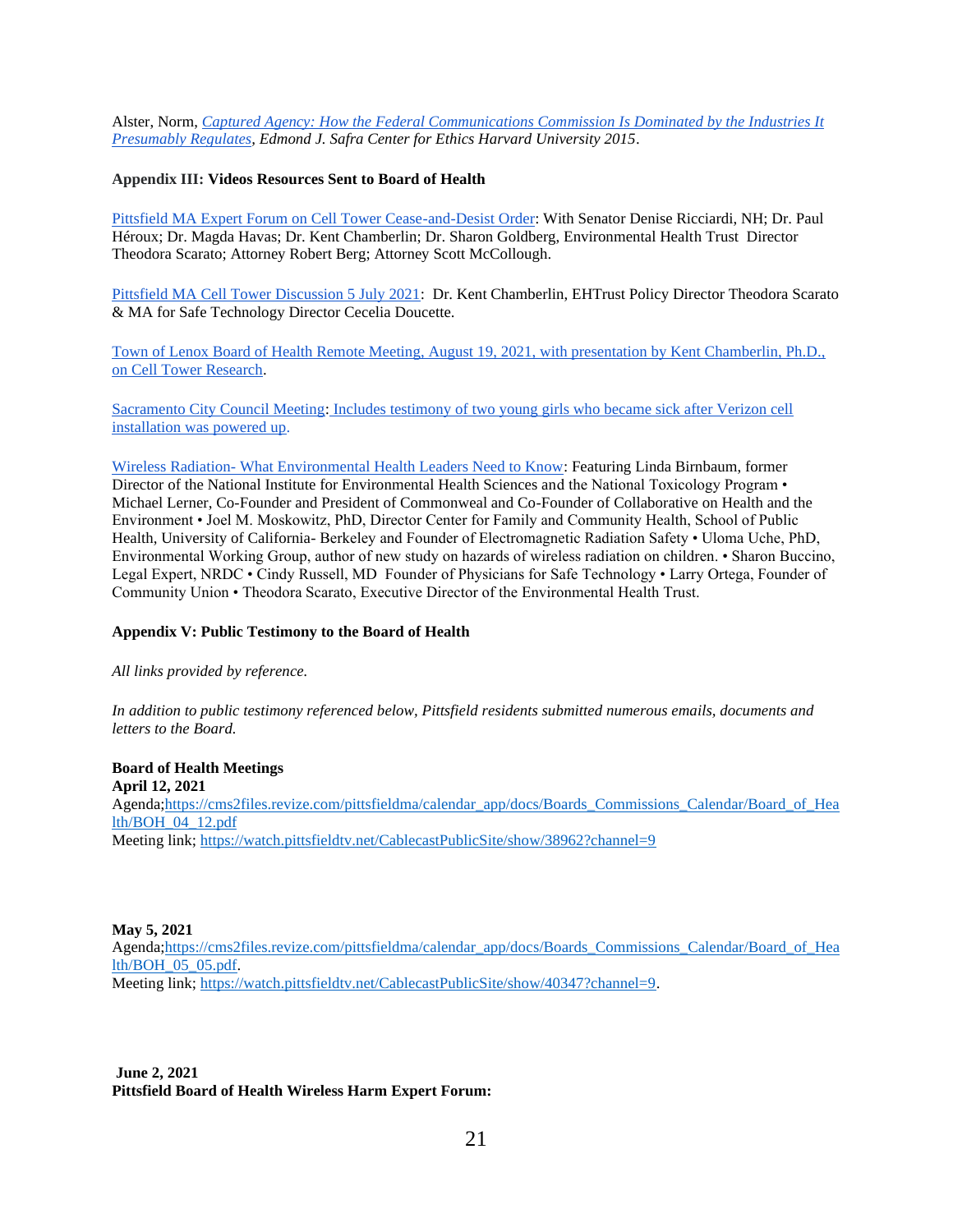Alster, Norm, *[Captured Agency: How the Federal Communications Commission Is Dominated by the Industries It Presumably Regulates](#)*, *Edmond J. Safra Center for Ethics Harvard University 2015*.

**Appendix III: Videos Resources Sent to Board of Health**

[Pittsfield MA Expert Forum on Cell Tower Cease-and-Desist Order](#): With Senator Denise Ricciardi, NH; Dr. Paul Héroux; Dr. Magda Havas; Dr. Kent Chamberlin; Dr. Sharon Goldberg, Environmental Health Trust Director Theodora Scarato; Attorney Robert Berg; Attorney Scott McCollough.

[Pittsfield MA Cell Tower Discussion 5 July 2021](#): Dr. Kent Chamberlin, EHTrust Policy Director Theodora Scarato & MA for Safe Technology Director Cecelia Doucette.

[Town of Lenox Board of Health Remote Meeting, August 19, 2021, with presentation by Kent Chamberlin, Ph.D., on Cell Tower Research](#).

[Sacramento City Council Meeting: Includes testimony of two young girls who became sick after Verizon cell installation was powered up.](#)

[Wireless Radiation- What Environmental Health Leaders Need to Know](#): Featuring Linda Birnbaum, former Director of the National Institute for Environmental Health Sciences and the National Toxicology Program • Michael Lerner, Co-Founder and President of Commonweal and Co-Founder of Collaborative on Health and the Environment • Joel M. Moskowitz, PhD, Director Center for Family and Community Health, School of Public Health, University of California- Berkeley and Founder of Electromagnetic Radiation Safety • Uloma Uche, PhD, Environmental Working Group, author of new study on hazards of wireless radiation on children. • Sharon Buccino, Legal Expert, NRDC • Cindy Russell, MD Founder of Physicians for Safe Technology • Larry Ortega, Founder of Community Union • Theodora Scarato, Executive Director of the Environmental Health Trust.

**Appendix V: Public Testimony to the Board of Health**

*All links provided by reference.*

*In addition to public testimony referenced below, Pittsfield residents submitted numerous emails, documents and letters to the Board.*

**Board of Health Meetings**
**April 12, 2021**
Agenda;https://cms2files.revize.com/pittsfieldma/calendar_app/docs/Boards_Commissions_Calendar/Board_of_Health/BOH_04_12.pdf
Meeting link; https://watch.pittsfieldtv.net/CablecastPublicSite/show/38962?channel=9

**May 5, 2021**
Agenda;https://cms2files.revize.com/pittsfieldma/calendar_app/docs/Boards_Commissions_Calendar/Board_of_Health/BOH_05_05.pdf.
Meeting link; https://watch.pittsfieldtv.net/CablecastPublicSite/show/40347?channel=9.

**June 2, 2021**
**Pittsfield Board of Health Wireless Harm Expert Forum:**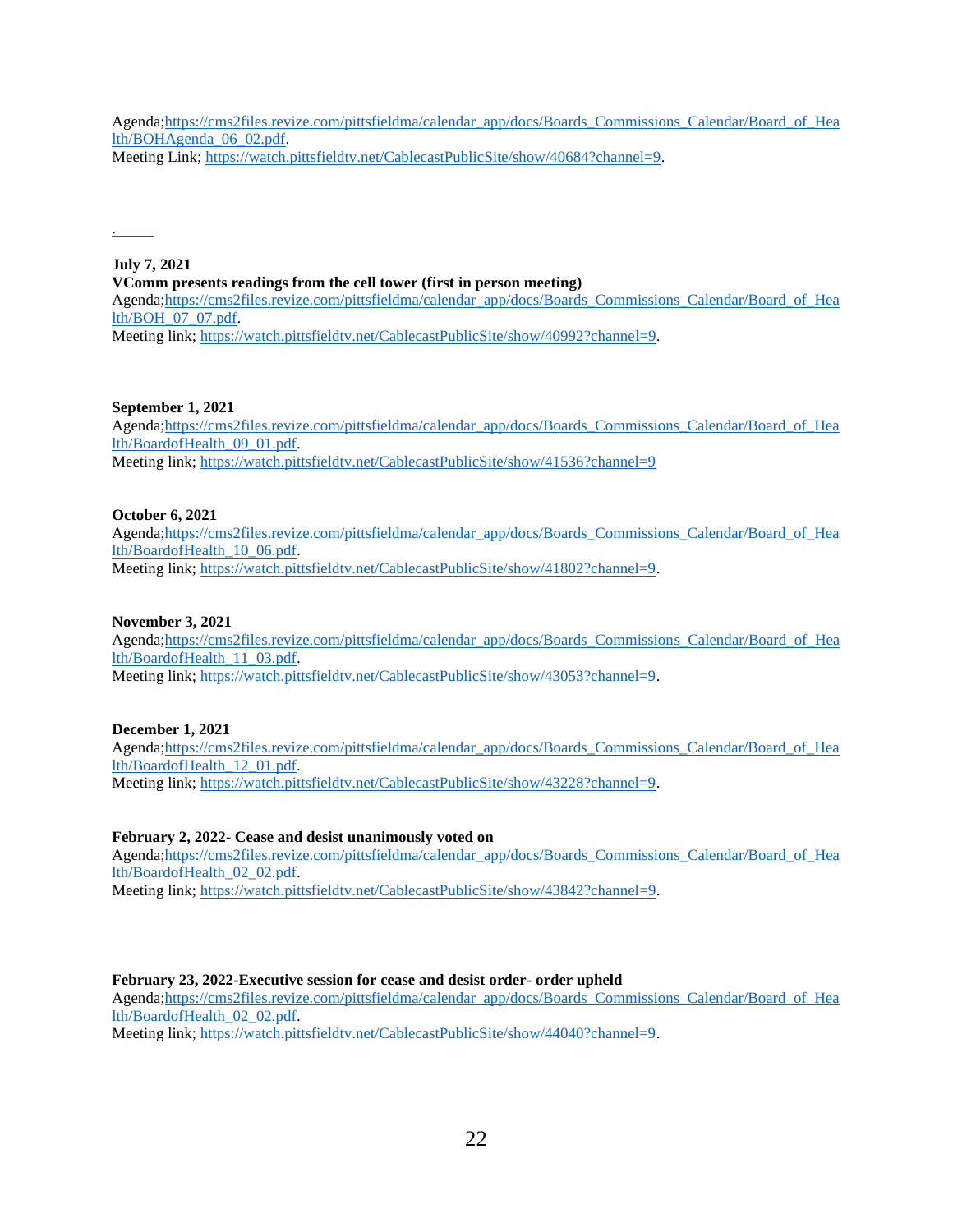Agenda;https://cms2files.revize.com/pittsfieldma/calendar_app/docs/Boards_Commissions_Calendar/Board_of_Health/BOHAgenda_06_02.pdf.
Meeting Link; https://watch.pittsfieldtv.net/CablecastPublicSite/show/40684?channel=9.

.

**July 7, 2021**
**VComm presents readings from the cell tower (first in person meeting)**
Agenda;https://cms2files.revize.com/pittsfieldma/calendar_app/docs/Boards_Commissions_Calendar/Board_of_Health/BOH_07_07.pdf.
Meeting link; https://watch.pittsfieldtv.net/CablecastPublicSite/show/40992?channel=9.

**September 1, 2021**
Agenda;https://cms2files.revize.com/pittsfieldma/calendar_app/docs/Boards_Commissions_Calendar/Board_of_Health/BoardofHealth_09_01.pdf.
Meeting link; https://watch.pittsfieldtv.net/CablecastPublicSite/show/41536?channel=9

**October 6, 2021**
Agenda;https://cms2files.revize.com/pittsfieldma/calendar_app/docs/Boards_Commissions_Calendar/Board_of_Health/BoardofHealth_10_06.pdf.
Meeting link; https://watch.pittsfieldtv.net/CablecastPublicSite/show/41802?channel=9.

**November 3, 2021**
Agenda;https://cms2files.revize.com/pittsfieldma/calendar_app/docs/Boards_Commissions_Calendar/Board_of_Health/BoardofHealth_11_03.pdf.
Meeting link; https://watch.pittsfieldtv.net/CablecastPublicSite/show/43053?channel=9.

**December 1, 2021**
Agenda;https://cms2files.revize.com/pittsfieldma/calendar_app/docs/Boards_Commissions_Calendar/Board_of_Health/BoardofHealth_12_01.pdf.
Meeting link; https://watch.pittsfieldtv.net/CablecastPublicSite/show/43228?channel=9.

**February 2, 2022- Cease and desist unanimously voted on**
Agenda;https://cms2files.revize.com/pittsfieldma/calendar_app/docs/Boards_Commissions_Calendar/Board_of_Health/BoardofHealth_02_02.pdf.
Meeting link; https://watch.pittsfieldtv.net/CablecastPublicSite/show/43842?channel=9.

**February 23, 2022-Executive session for cease and desist order- order upheld**
Agenda;https://cms2files.revize.com/pittsfieldma/calendar_app/docs/Boards_Commissions_Calendar/Board_of_Health/BoardofHealth_02_02.pdf.
Meeting link; https://watch.pittsfieldtv.net/CablecastPublicSite/show/44040?channel=9.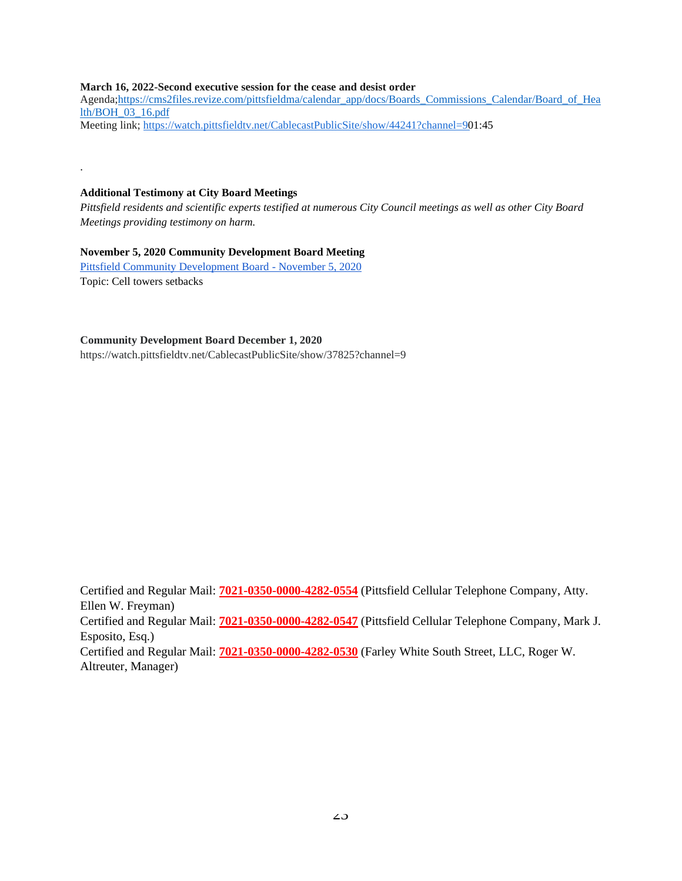**March 16, 2022-Second executive session for the cease and desist order**
Agenda;https://cms2files.revize.com/pittsfieldma/calendar_app/docs/Boards_Commissions_Calendar/Board_of_Health/BOH_03_16.pdf
Meeting link; https://watch.pittsfieldtv.net/CablecastPublicSite/show/44241?channel=901:45

.

**Additional Testimony at City Board Meetings**

*Pittsfield residents and scientific experts testified at numerous City Council meetings as well as other City Board Meetings providing testimony on harm.*

**November 5, 2020 Community Development Board Meeting**
Pittsfield Community Development Board - November 5, 2020
Topic: Cell towers setbacks

**Community Development Board December 1, 2020**
https://watch.pittsfieldtv.net/CablecastPublicSite/show/37825?channel=9

Certified and Regular Mail: **7021-0350-0000-4282-0554** (Pittsfield Cellular Telephone Company, Atty. Ellen W. Freyman)
Certified and Regular Mail: **7021-0350-0000-4282-0547** (Pittsfield Cellular Telephone Company, Mark J. Esposito, Esq.)
Certified and Regular Mail: **7021-0350-0000-4282-0530** (Farley White South Street, LLC, Roger W. Altreuter, Manager)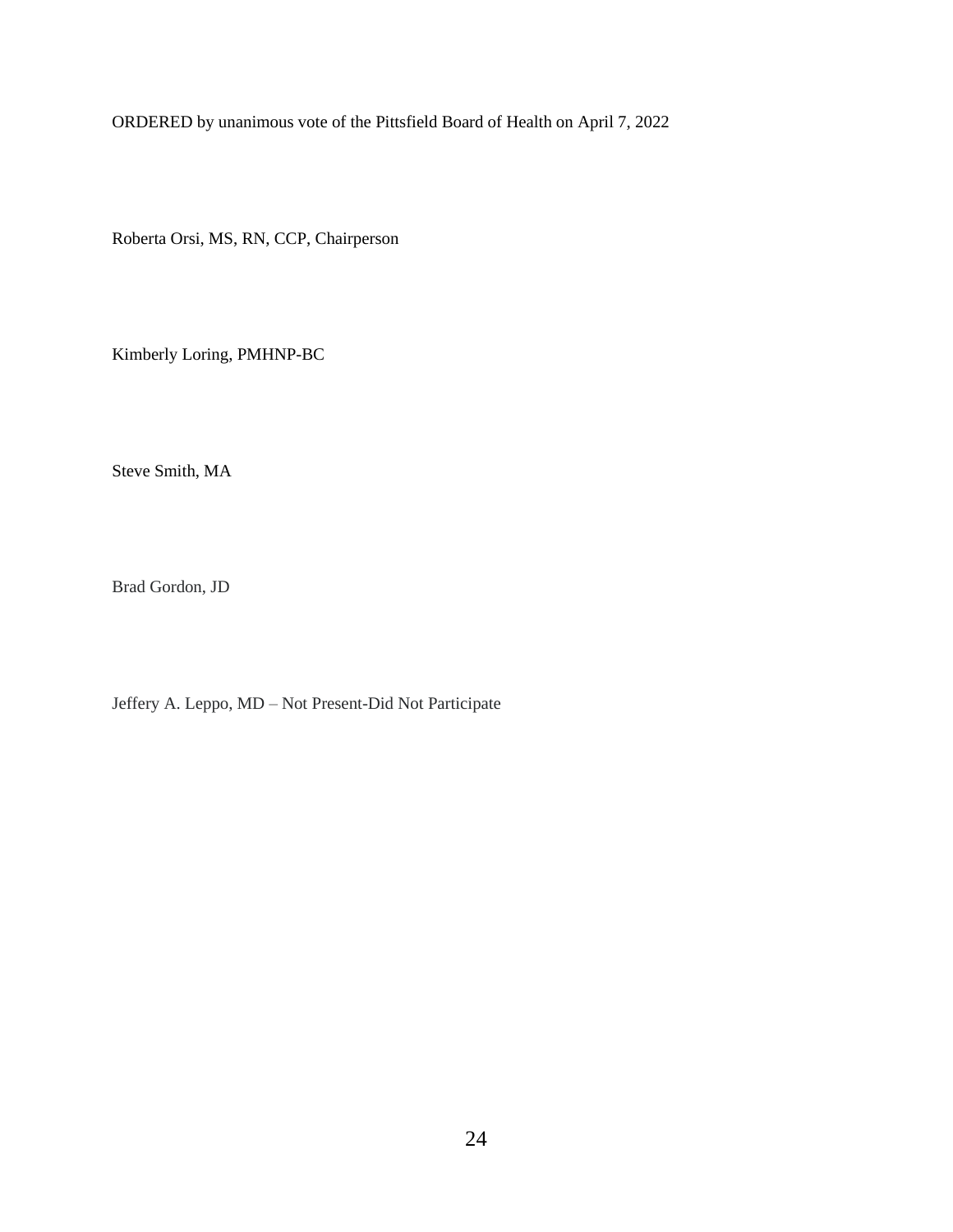ORDERED by unanimous vote of the Pittsfield Board of Health on April 7, 2022

Roberta Orsi, MS, RN, CCP, Chairperson

Kimberly Loring, PMHNP-BC

Steve Smith, MA

Brad Gordon, JD

Jeffery A. Leppo, MD – Not Present-Did Not Participate